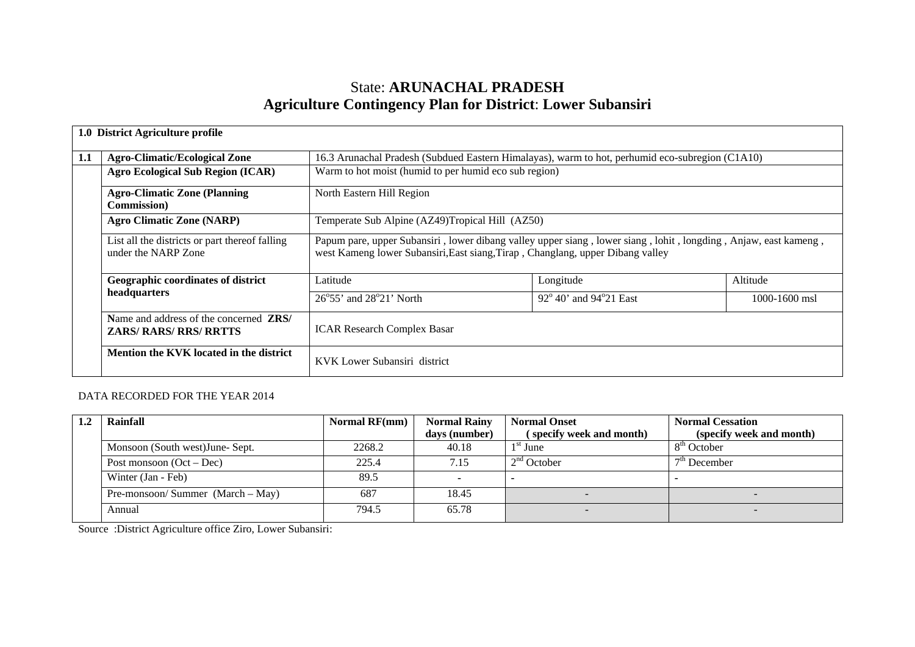# State: **ARUNACHAL PRADESH**
# **Agriculture Contingency Plan for District**: **Lower Subansiri**

| **1.0 District Agriculture profile** | | | | |
|---|---|---|---|---|
| **1.1** | **Agro-Climatic/Ecological Zone** | 16.3 Arunachal Pradesh (Subdued Eastern Himalayas), warm to hot, perhumid eco-subregion (C1A10) | | |
| | **Agro Ecological Sub Region (ICAR)** | Warm to hot moist (humid to per humid eco sub region) | | |
| | **Agro-Climatic Zone (Planning Commission)** | North Eastern Hill Region | | |
| | **Agro Climatic Zone (NARP)** | Temperate Sub Alpine (AZ49)Tropical Hill (AZ50) | | |
| | List all the districts or part thereof falling under the NARP Zone | Papum pare, upper Subansiri , lower dibang valley upper siang , lower siang , lohit , longding , Anjaw, east kameng , west Kameng lower Subansiri,East siang,Tirap , Changlang, upper Dibang valley | | |
| | **Geographic coordinates of district headquarters** | Latitude | Longitude | Altitude |
| | | 26°55' and 28°21' North | 92° 40' and 94°21 East | 1000-1600 msl |
| | **N**ame and address of the concerned **ZRS/ ZARS/ RARS/ RRS/ RRTTS** | ICAR Research Complex Basar | | |
| | **Mention the KVK located in the district** | KVK Lower Subansiri district | | |

DATA RECORDED FOR THE YEAR 2014

| **1.2** | **Rainfall** | **Normal RF(mm)** | **Normal Rainy days (number)** | **Normal Onset ( specify week and month)** | **Normal Cessation (specify week and month)** |
|---|---|---|---|---|---|
| | Monsoon (South west)June- Sept. | 2268.2 | 40.18 | 1st June | 8th October |
| | Post monsoon (Oct – Dec) | 225.4 | 7.15 | 2nd October | 7th December |
| | Winter (Jan - Feb) | 89.5 | - | - | - |
| | Pre-monsoon/ Summer (March – May) | 687 | 18.45 | - | - |
| | Annual | 794.5 | 65.78 | - | - |

Source :District Agriculture office Ziro, Lower Subansiri: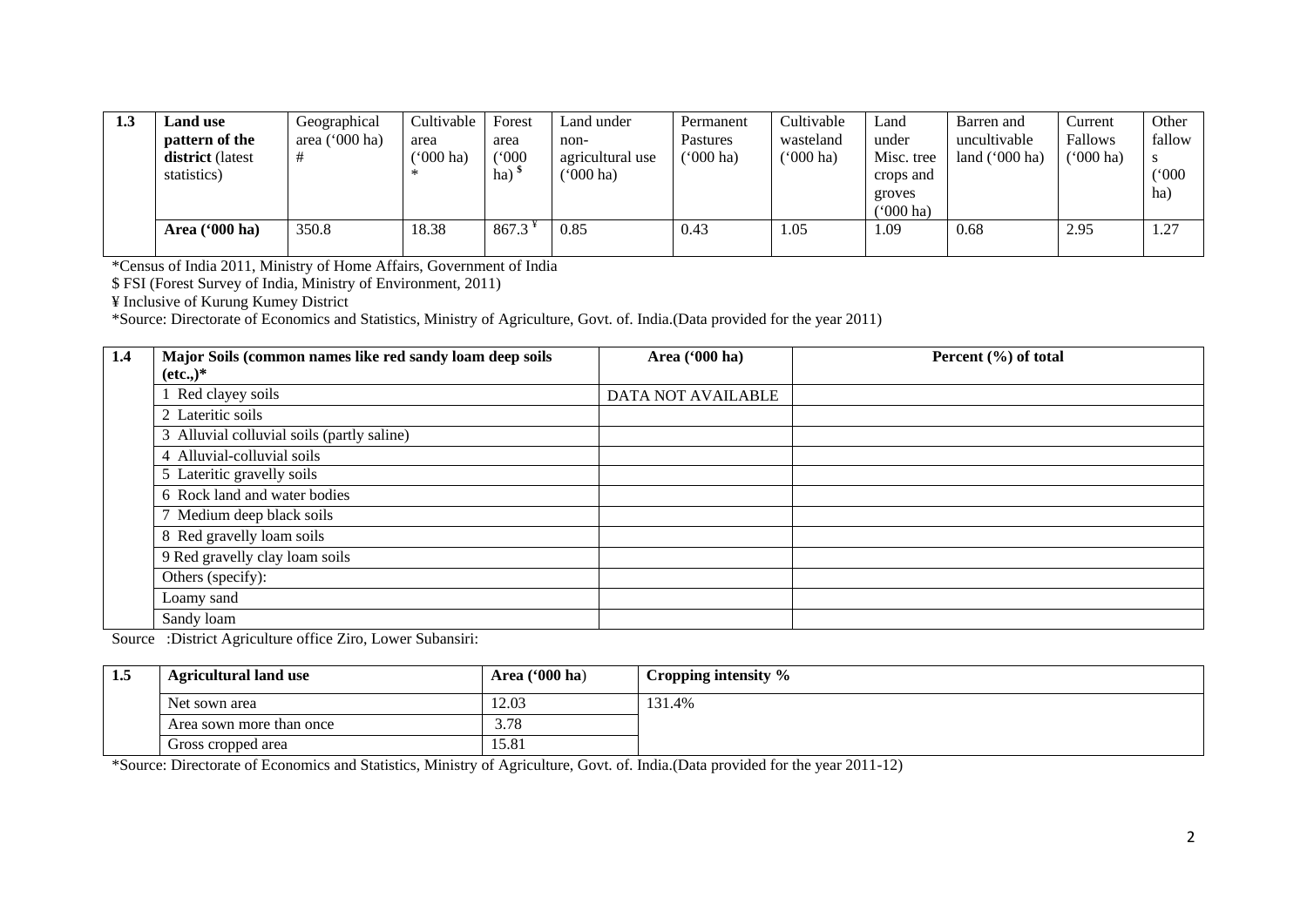| 1.3 | Land use pattern of the district (latest statistics) | Geographical area ('000 ha) # | Cultivable area ('000 ha) * | Forest area ('000 ha) $ | Land under non-agricultural use ('000 ha) | Permanent Pastures ('000 ha) | Cultivable wasteland ('000 ha) | Land under Misc. tree crops and groves ('000 ha) | Barren and uncultivable land ('000 ha) | Current Fallows ('000 ha) | Other fallows ('000 ha) |
|---|---|---|---|---|---|---|---|---|---|---|---|
| | Area ('000 ha) | 350.8 | 18.38 | 867.3 ¥ | 0.85 | 0.43 | 1.05 | 1.09 | 0.68 | 2.95 | 1.27 |

*Census of India 2011, Ministry of Home Affairs, Government of India

$ FSI (Forest Survey of India, Ministry of Environment, 2011)

¥ Inclusive of Kurung Kumey District

*Source: Directorate of Economics and Statistics, Ministry of Agriculture, Govt. of. India.(Data provided for the year 2011)

| 1.4 | Major Soils (common names like red sandy loam deep soils (etc.,)* | Area ('000 ha) | Percent (%) of total |
|---|---|---|---|
| | 1 Red clayey soils | DATA NOT AVAILABLE | |
| | 2 Lateritic soils | | |
| | 3 Alluvial colluvial soils (partly saline) | | |
| | 4 Alluvial-colluvial soils | | |
| | 5 Lateritic gravelly soils | | |
| | 6 Rock land and water bodies | | |
| | 7 Medium deep black soils | | |
| | 8 Red gravelly loam soils | | |
| | 9 Red gravelly clay loam soils | | |
| | Others (specify): | | |
| | Loamy sand | | |
| | Sandy loam | | |

Source :District Agriculture office Ziro, Lower Subansiri:

| 1.5 | Agricultural land use | Area ('000 ha) | Cropping intensity % |
|---|---|---|---|
| | Net sown area | 12.03 | 131.4% |
| | Area sown more than once | 3.78 | |
| | Gross cropped area | 15.81 | |

*Source: Directorate of Economics and Statistics, Ministry of Agriculture, Govt. of. India.(Data provided for the year 2011-12)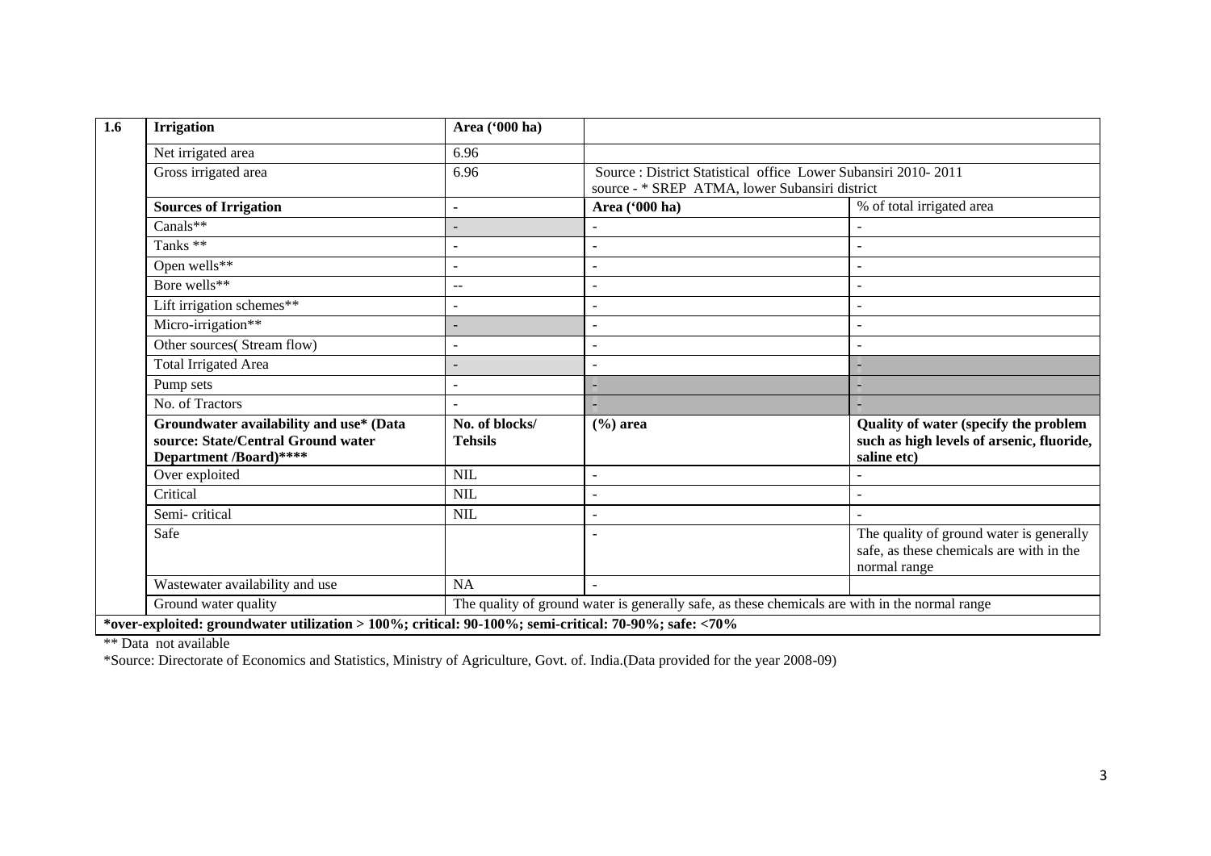| 1.6 | Irrigation | Area ('000 ha) | | |
|---|---|---|---|---|
| | Net irrigated area | 6.96 | | |
| | Gross irrigated area | 6.96 | Source : District Statistical office Lower Subansiri 2010- 2011<br>source - * SREP ATMA, lower Subansiri district | |
| | **Sources of Irrigation** | - | **Area ('000 ha)** | % of total irrigated area |
| | Canals** | - | - | - |
| | Tanks ** | - | - | - |
| | Open wells** | - | - | - |
| | Bore wells** | -- | - | - |
| | Lift irrigation schemes** | - | - | - |
| | Micro-irrigation** | - | - | - |
| | Other sources( Stream flow) | - | - | - |
| | Total Irrigated Area | - | - | - |
| | Pump sets | - | - | - |
| | No. of Tractors | - | - | - |
| | **Groundwater availability and use* (Data source: State/Central Ground water Department /Board)****** | **No. of blocks/ Tehsils** | **(%) area** | **Quality of water (specify the problem such as high levels of arsenic, fluoride, saline etc)** |
| | Over exploited | NIL | - | - |
| | Critical | NIL | - | - |
| | Semi- critical | NIL | - | - |
| | Safe | | - | The quality of ground water is generally safe, as these chemicals are with in the normal range |
| | Wastewater availability and use | NA | - | |
| | Ground water quality | The quality of ground water is generally safe, as these chemicals are with in the normal range | | |

***over-exploited: groundwater utilization > 100%; critical: 90-100%; semi-critical: 70-90%; safe: <70%**

** Data not available

*Source: Directorate of Economics and Statistics, Ministry of Agriculture, Govt. of. India.(Data provided for the year 2008-09)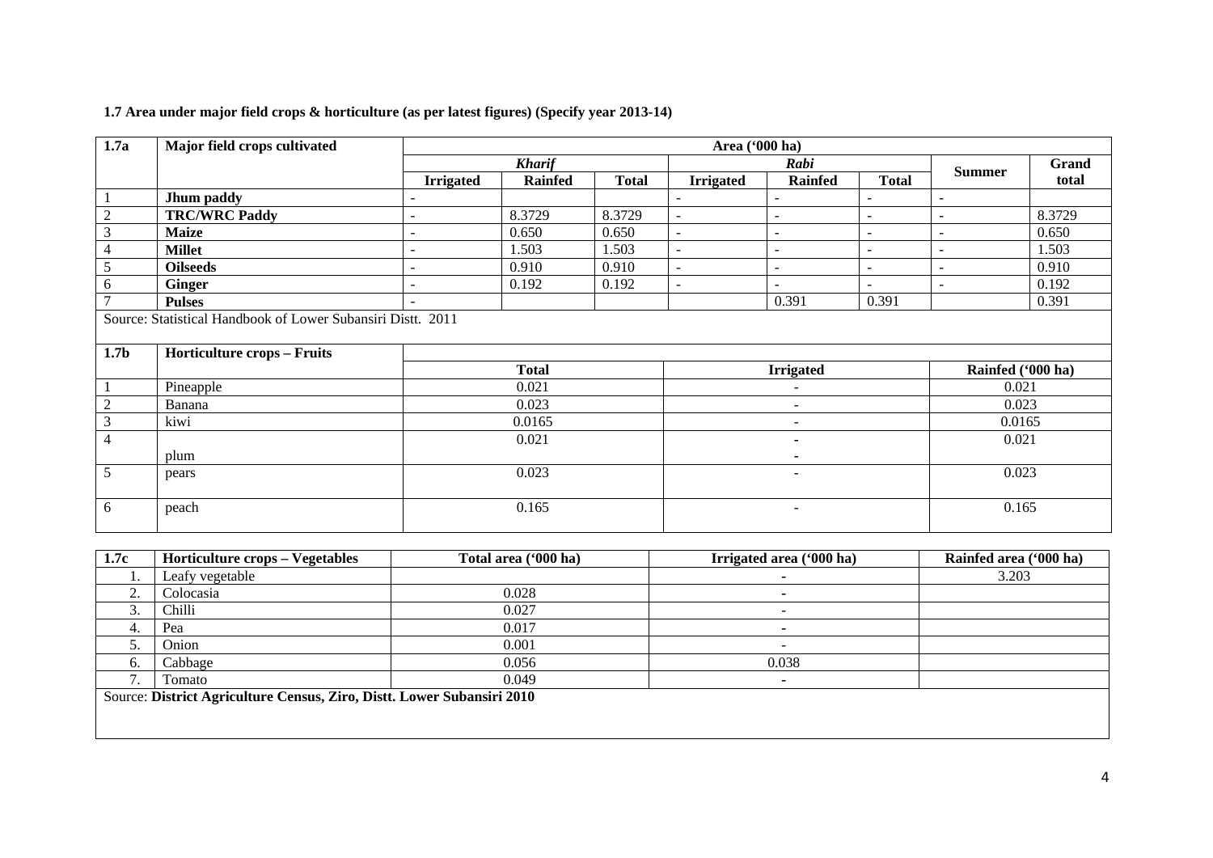**1.7 Area under major field crops & horticulture (as per latest figures) (Specify year 2013-14)**

| 1.7a | Major field crops cultivated | Area ('000 ha) | | | | | | | |
|---|---|---|---|---|---|---|---|---|---|
| | | *Kharif* | | | *Rabi* | | | Summer | Grand total |
| | | Irrigated | Rainfed | Total | Irrigated | Rainfed | Total | | |
| 1 | **Jhum paddy** | - | | | - | - | - | - | |
| 2 | **TRC/WRC Paddy** | - | 8.3729 | 8.3729 | - | - | - | - | 8.3729 |
| 3 | **Maize** | - | 0.650 | 0.650 | - | - | - | - | 0.650 |
| 4 | **Millet** | - | 1.503 | 1.503 | - | - | - | - | 1.503 |
| 5 | **Oilseeds** | - | 0.910 | 0.910 | - | - | - | - | 0.910 |
| 6 | **Ginger** | - | 0.192 | 0.192 | - | - | - | - | 0.192 |
| 7 | **Pulses** | - | | | | 0.391 | 0.391 | | 0.391 |

Source: Statistical Handbook of Lower Subansiri Distt. 2011

| 1.7b | Horticulture crops – Fruits | Total | Irrigated | Rainfed ('000 ha) |
|---|---|---|---|---|
| 1 | Pineapple | 0.021 | - | 0.021 |
| 2 | Banana | 0.023 | - | 0.023 |
| 3 | kiwi | 0.0165 | - | 0.0165 |
| 4 | plum | 0.021 | - | 0.021 |
| 5 | pears | 0.023 | - | 0.023 |
| 6 | peach | 0.165 | - | 0.165 |

| 1.7c | Horticulture crops – Vegetables | Total area ('000 ha) | Irrigated area ('000 ha) | Rainfed area ('000 ha) |
|---|---|---|---|---|
| 1. | Leafy vegetable | | - | 3.203 |
| 2. | Colocasia | 0.028 | - | |
| 3. | Chilli | 0.027 | - | |
| 4. | Pea | 0.017 | - | |
| 5. | Onion | 0.001 | - | |
| 6. | Cabbage | 0.056 | 0.038 | |
| 7. | Tomato | 0.049 | - | |

Source: **District Agriculture Census, Ziro, Distt. Lower Subansiri 2010**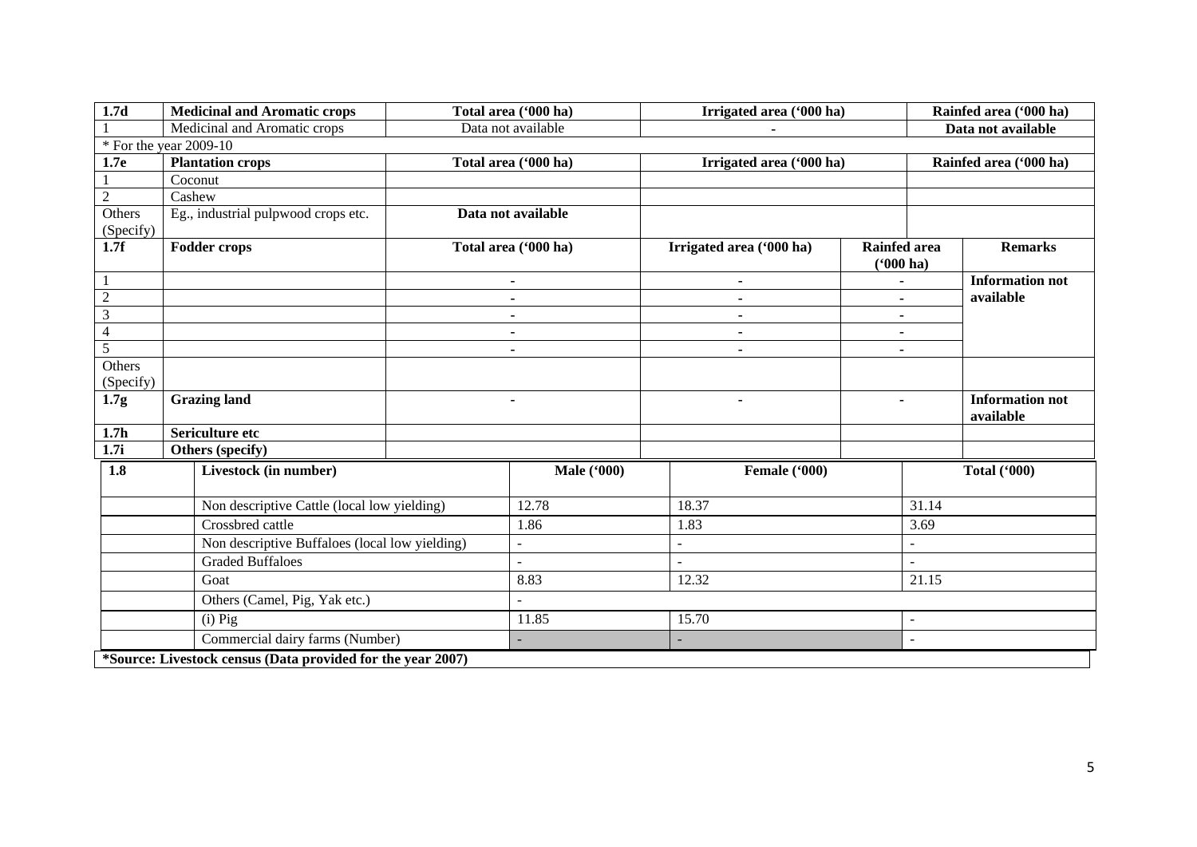| 1.7d | Medicinal and Aromatic crops | Total area ('000 ha) | Irrigated area ('000 ha) | Rainfed area ('000 ha) |
|---|---|---|---|---|
| 1 | Medicinal and Aromatic crops | Data not available | - | Data not available |
| * For the year 2009-10 | | | | |
| **1.7e** | **Plantation crops** | **Total area ('000 ha)** | **Irrigated area ('000 ha)** | **Rainfed area ('000 ha)** |
| 1 | Coconut | | | |
| 2 | Cashew | | | |
| Others (Specify) | Eg., industrial pulpwood crops etc. | **Data not available** | | |

| 1.7f | Fodder crops | Total area ('000 ha) | Irrigated area ('000 ha) | Rainfed area ('000 ha) | Remarks |
|---|---|---|---|---|---|
| 1 | | - | - | - | **Information not available** |
| 2 | | - | - | - | |
| 3 | | - | - | - | |
| 4 | | - | - | - | |
| 5 | | - | - | - | |
| Others (Specify) | | | | | |
| **1.7g** | **Grazing land** | - | - | - | **Information not available** |
| **1.7h** | **Sericulture etc** | | | | |
| **1.7i** | **Others (specify)** | | | | |

| 1.8 | Livestock (in number) | Male ('000) | Female ('000) | Total ('000) |
|---|---|---|---|---|
| | Non descriptive Cattle (local low yielding) | 12.78 | 18.37 | 31.14 |
| | Crossbred cattle | 1.86 | 1.83 | 3.69 |
| | Non descriptive Buffaloes (local low yielding) | - | - | - |
| | Graded Buffaloes | - | - | - |
| | Goat | 8.83 | 12.32 | 21.15 |
| | Others (Camel, Pig, Yak etc.) | - | | |
| | (i) Pig | 11.85 | 15.70 | - |
| | Commercial dairy farms (Number) | - | - | - |

***Source: Livestock census (Data provided for the year 2007)**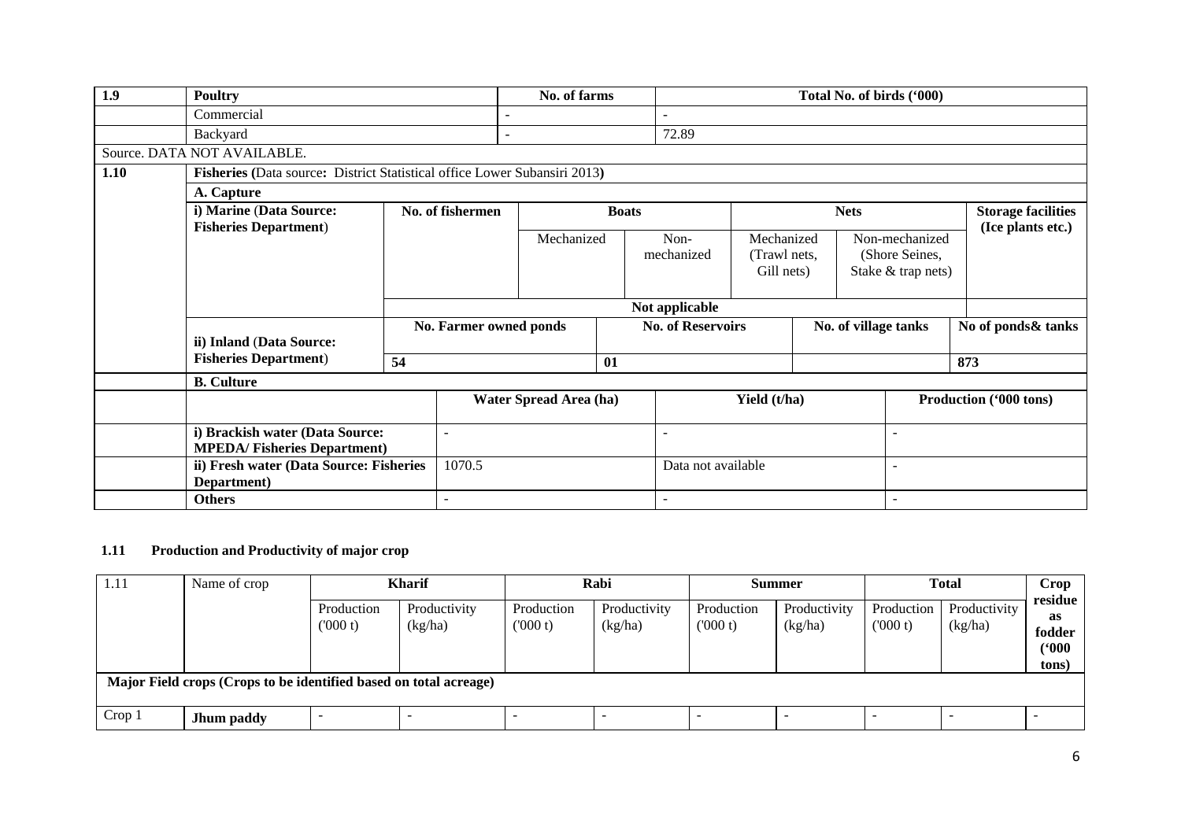| 1.9 | Poultry | No. of farms | Total No. of birds ('000) |
|---|---|---|---|
| | Commercial | - | - |
| | Backyard | - | 72.89 |

Source. DATA NOT AVAILABLE.

**1.10 Fisheries (Data source: District Statistical office Lower Subansiri 2013)**

**A. Capture**

| | No. of fishermen | Boats | | Nets | | Storage facilities (Ice plants etc.) |
|---|---|---|---|---|---|---|
| | | Mechanized | Non-mechanized | Mechanized (Trawl nets, Gill nets) | Non-mechanized (Shore Seines, Stake & trap nets) | |
| **i) Marine (Data Source: Fisheries Department)** | Not applicable | | | | | |

| | No. Farmer owned ponds | No. of Reservoirs | No. of village tanks | No of ponds& tanks |
|---|---|---|---|---|
| **ii) Inland (Data Source: Fisheries Department)** | 54 | 01 | | 873 |

**B. Culture**

| | Water Spread Area (ha) | Yield (t/ha) | Production ('000 tons) |
|---|---|---|---|
| **i) Brackish water (Data Source: MPEDA/ Fisheries Department)** | - | - | - |
| **ii) Fresh water (Data Source: Fisheries Department)** | 1070.5 | Data not available | - |
| **Others** | - | - | - |

**1.11 Production and Productivity of major crop**

| 1.11 | Name of crop | Kharif | | Rabi | | Summer | | Total | | Crop residue as fodder ('000 tons) |
|---|---|---|---|---|---|---|---|---|---|---|
| | | Production ('000 t) | Productivity (kg/ha) | Production ('000 t) | Productivity (kg/ha) | Production ('000 t) | Productivity (kg/ha) | Production ('000 t) | Productivity (kg/ha) | |
| **Major Field crops (Crops to be identified based on total acreage)** | | | | | | | | | | |
| Crop 1 | **Jhum paddy** | - | - | - | - | - | - | - | - | - |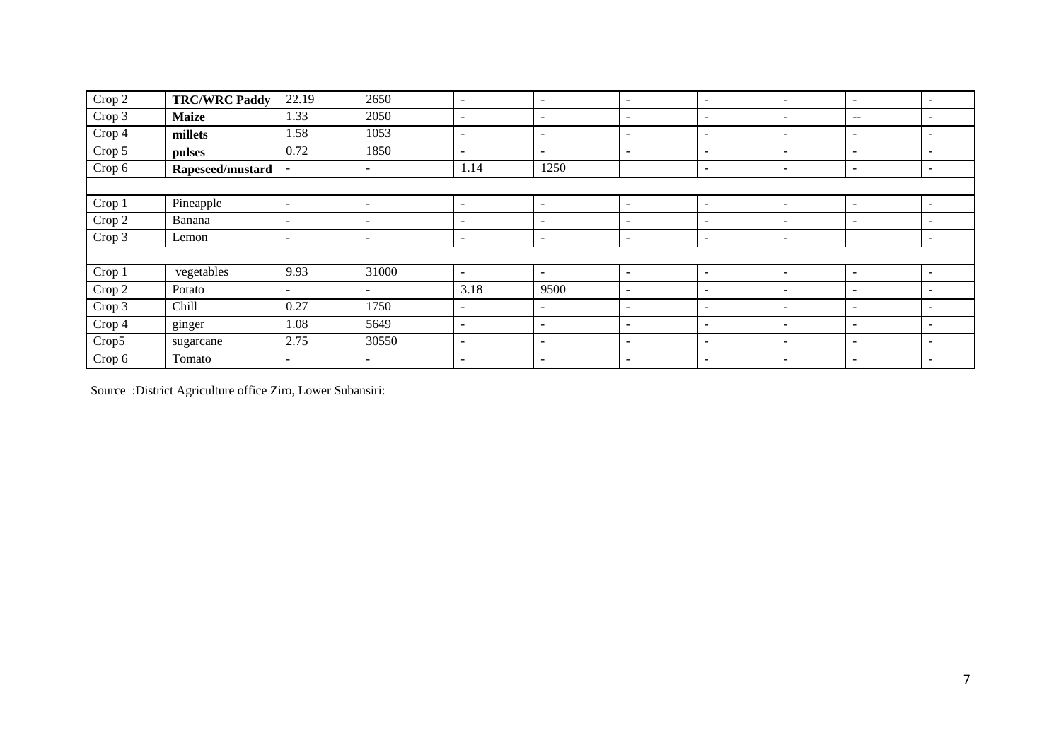| | | | | | | | | | | |
|---|---|---|---|---|---|---|---|---|---|---|
| Crop 2 | **TRC/WRC Paddy** | 22.19 | 2650 | - | - | - | - | - | - | - |
| Crop 3 | **Maize** | 1.33 | 2050 | - | - | - | - | - | -- | - |
| Crop 4 | **millets** | 1.58 | 1053 | - | - | - | - | - | - | - |
| Crop 5 | **pulses** | 0.72 | 1850 | - | - | - | - | - | - | - |
| Crop 6 | **Rapeseed/mustard** | - | - | 1.14 | 1250 | | - | - | - | - |
| | | | | | | | | | | |
| Crop 1 | Pineapple | - | - | - | - | - | - | - | - | - |
| Crop 2 | Banana | - | - | - | - | - | - | - | - | - |
| Crop 3 | Lemon | - | - | - | - | - | - | - | | - |
| | | | | | | | | | | |
| Crop 1 | vegetables | 9.93 | 31000 | - | - | - | - | - | - | - |
| Crop 2 | Potato | - | - | 3.18 | 9500 | - | - | - | - | - |
| Crop 3 | Chill | 0.27 | 1750 | - | - | - | - | - | - | - |
| Crop 4 | ginger | 1.08 | 5649 | - | - | - | - | - | - | - |
| Crop5 | sugarcane | 2.75 | 30550 | - | - | - | - | - | - | - |
| Crop 6 | Tomato | - | - | - | - | - | - | - | - | - |

Source :District Agriculture office Ziro, Lower Subansiri: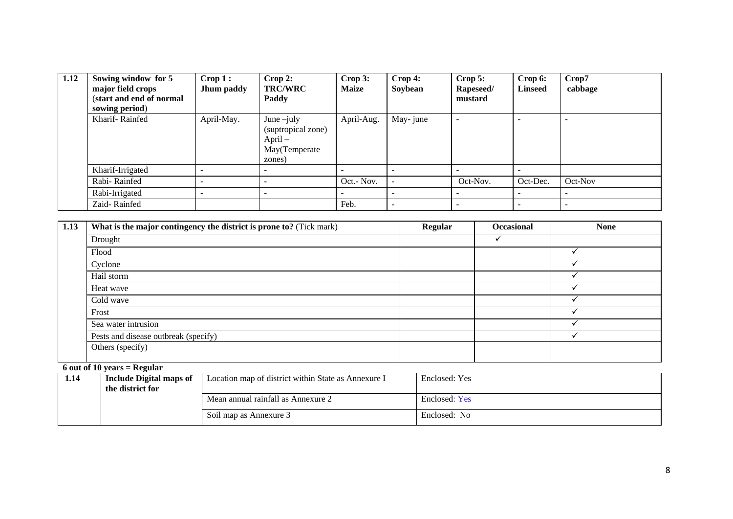| 1.12 | Sowing window for 5 major field crops (start and end of normal sowing period) | Crop 1 : Jhum paddy | Crop 2: TRC/WRC Paddy | Crop 3: Maize | Crop 4: Soybean | Crop 5: Rapeseed/ mustard | Crop 6: Linseed | Crop7 cabbage |
|---|---|---|---|---|---|---|---|---|
| | Kharif- Rainfed | April-May. | June –july (suptropical zone) April – May(Temperate zones) | April-Aug. | May- june | - | - | - |
| | Kharif-Irrigated | - | - | - | - | - | - | |
| | Rabi- Rainfed | - | - | Oct.- Nov. | - | Oct-Nov. | Oct-Dec. | Oct-Nov |
| | Rabi-Irrigated | - | - | - | - | - | - | - |
| | Zaid- Rainfed | | | Feb. | - | - | - | - |

| 1.13 | What is the major contingency the district is prone to? (Tick mark) | Regular | Occasional | None |
|---|---|---|---|---|
| | Drought | | ✓ | |
| | Flood | | | ✓ |
| | Cyclone | | | ✓ |
| | Hail storm | | | ✓ |
| | Heat wave | | | ✓ |
| | Cold wave | | | ✓ |
| | Frost | | | ✓ |
| | Sea water intrusion | | | ✓ |
| | Pests and disease outbreak (specify) | | | ✓ |
| | Others (specify) | | | |

**6 out of 10 years = Regular**

| 1.14 | Include Digital maps of the district for | Location map of district within State as Annexure I | Enclosed: Yes |
|---|---|---|---|
| | | Mean annual rainfall as Annexure 2 | Enclosed: Yes |
| | | Soil map as Annexure 3 | Enclosed: No |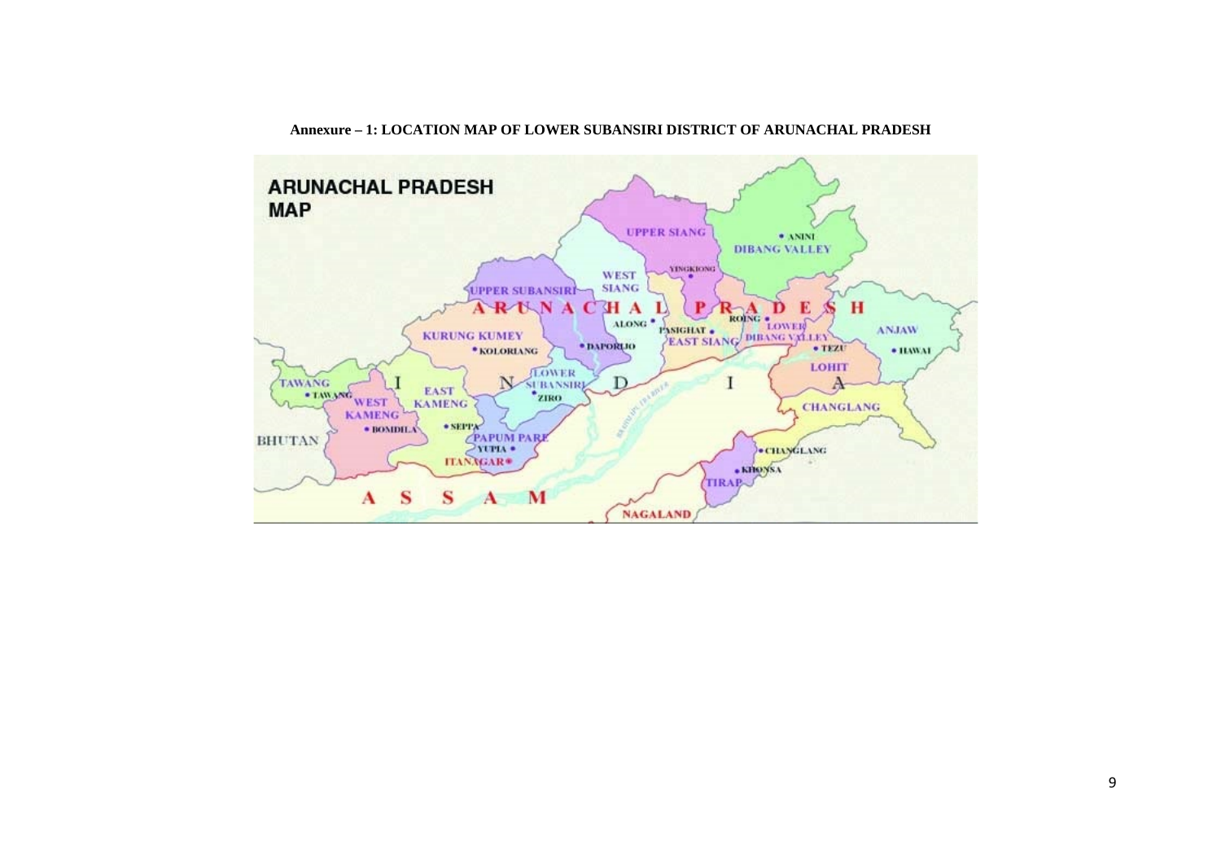**Annexure – 1: LOCATION MAP OF LOWER SUBANSIRI DISTRICT OF ARUNACHAL PRADESH**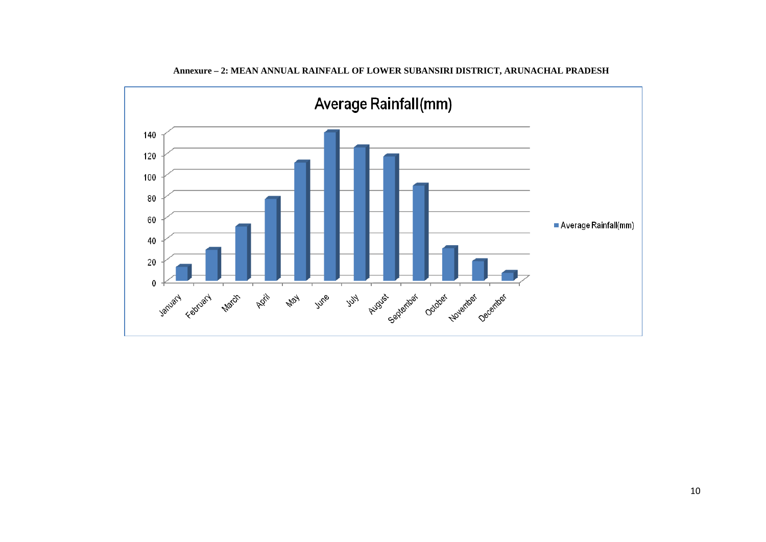**Annexure – 2: MEAN ANNUAL RAINFALL OF LOWER SUBANSIRI DISTRICT, ARUNACHAL PRADESH**

Average Rainfall(mm)

Average Rainfall(mm)

0 20 40 60 80 100 120 140

January February March April May June July August September October November December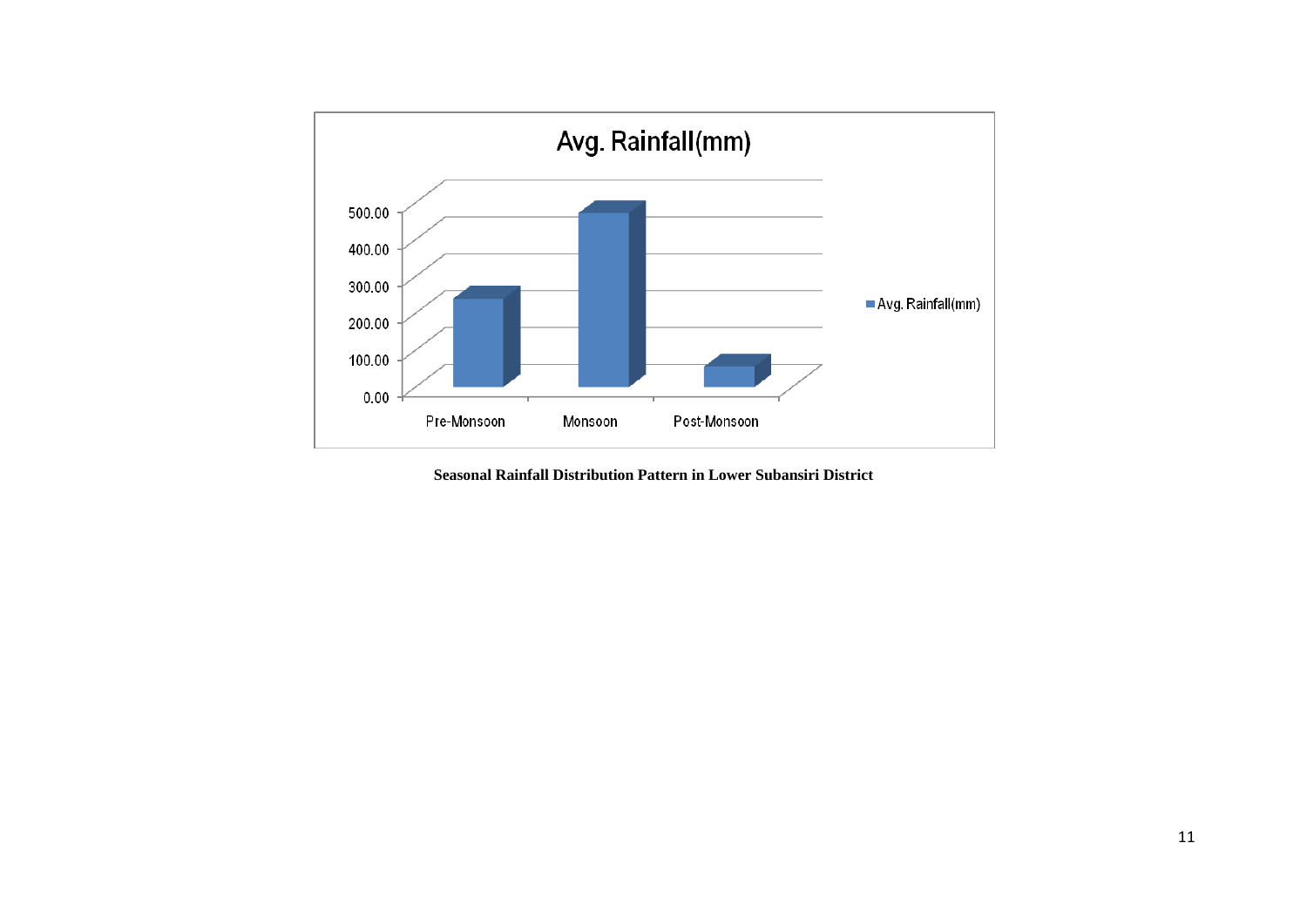**Seasonal Rainfall Distribution Pattern in Lower Subansiri District**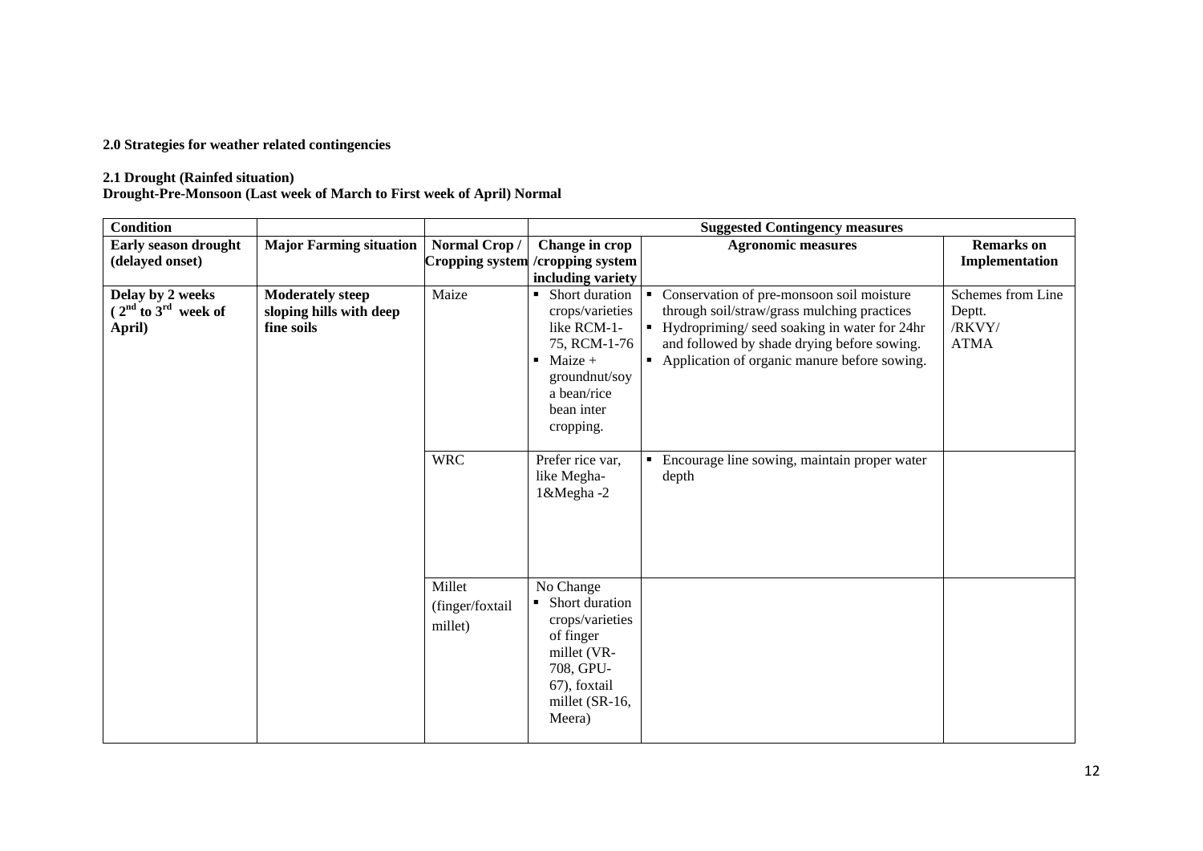**2.0 Strategies for weather related contingencies**

**2.1 Drought (Rainfed situation)**
**Drought-Pre-Monsoon (Last week of March to First week of April) Normal**

| **Condition** | | | **Suggested Contingency measures** | | |
|---|---|---|---|---|---|
| **Early season drought (delayed onset)** | **Major Farming situation** | **Normal Crop / Cropping system** | **Change in crop /cropping system including variety** | **Agronomic measures** | **Remarks on Implementation** |
| **Delay by 2 weeks ( $2^{nd}$ to $3^{rd}$ week of April)** | **Moderately steep sloping hills with deep fine soils** | Maize | ▪ Short duration crops/varieties like RCM-1-75, RCM-1-76<br>▪ Maize + groundnut/soy a bean/rice bean inter cropping. | ▪ Conservation of pre-monsoon soil moisture through soil/straw/grass mulching practices<br>▪ Hydropriming/ seed soaking in water for 24hr and followed by shade drying before sowing.<br>▪ Application of organic manure before sowing. | Schemes from Line Deptt. /RKVY/ ATMA |
| | | WRC | Prefer rice var, like Megha-1&Megha -2 | ▪ Encourage line sowing, maintain proper water depth | |
| | | Millet (finger/foxtail millet) | No Change<br>▪ Short duration crops/varieties of finger millet (VR-708, GPU-67), foxtail millet (SR-16, Meera) | | |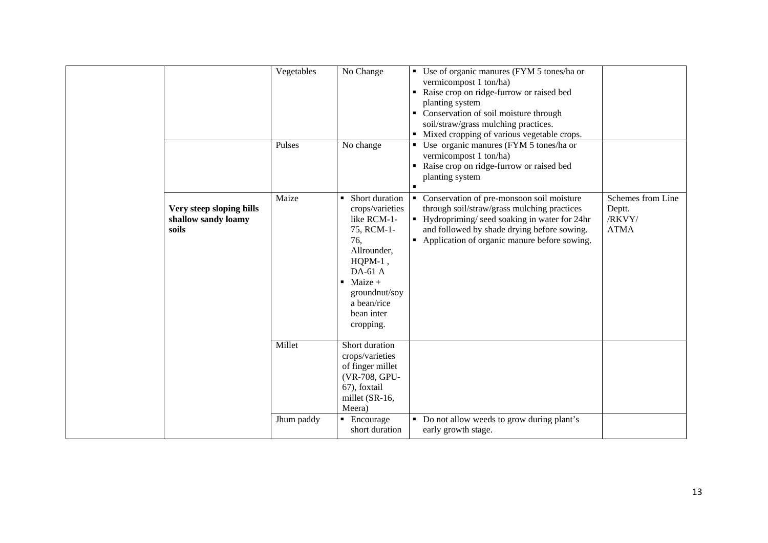| | | | | | |
|---|---|---|---|---|---|
| | | Vegetables | No Change | ▪ Use of organic manures (FYM 5 tones/ha or vermicompost 1 ton/ha)<br>▪ Raise crop on ridge-furrow or raised bed planting system<br>▪ Conservation of soil moisture through soil/straw/grass mulching practices.<br>▪ Mixed cropping of various vegetable crops. | |
| | | Pulses | No change | ▪ Use organic manures (FYM 5 tones/ha or vermicompost 1 ton/ha)<br>▪ Raise crop on ridge-furrow or raised bed planting system<br>▪ | |
| | **Very steep sloping hills shallow sandy loamy soils** | Maize | ▪ Short duration crops/varieties like RCM-1-75, RCM-1-76, Allrounder, HQPM-1 , DA-61 A<br>▪ Maize + groundnut/soy a bean/rice bean inter cropping. | ▪ Conservation of pre-monsoon soil moisture through soil/straw/grass mulching practices<br>▪ Hydropriming/ seed soaking in water for 24hr and followed by shade drying before sowing.<br>▪ Application of organic manure before sowing. | Schemes from Line Deptt. /RKVY/ ATMA |
| | | Millet | Short duration crops/varieties of finger millet (VR-708, GPU-67), foxtail millet (SR-16, Meera) | | |
| | | Jhum paddy | ▪ Encourage short duration | ▪ Do not allow weeds to grow during plant's early growth stage. | |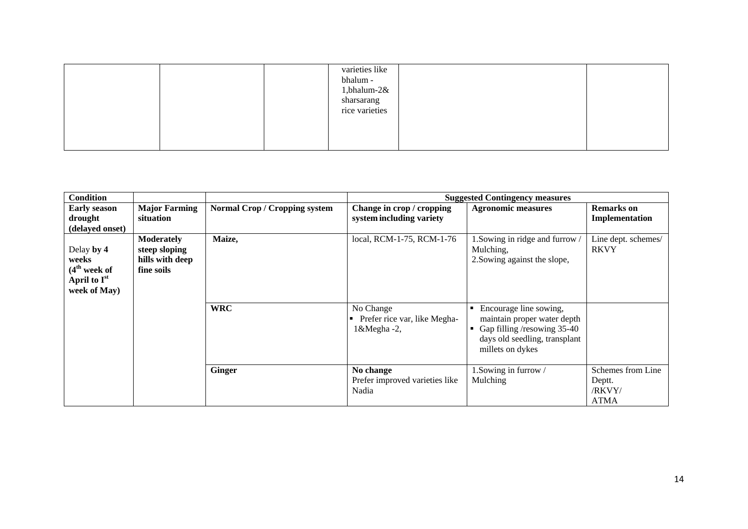| | | | varieties like bhalum -1,bhalum-2& sharsarang rice varieties | | |
|---|---|---|---|---|---|

| Condition | | | Suggested Contingency measures | | |
|---|---|---|---|---|---|
| **Early season drought (delayed onset)** | **Major Farming situation** | **Normal Crop / Cropping system** | **Change in crop / cropping system including variety** | **Agronomic measures** | **Remarks on Implementation** |
| Delay **by 4 weeks (4th week of April to Ist week of May)** | **Moderately steep sloping hills with deep fine soils** | **Maize,** | local, RCM-1-75, RCM-1-76 | 1.Sowing in ridge and furrow / Mulching,<br>2.Sowing against the slope, | Line dept. schemes/ RKVY |
| | | **WRC** | No Change<br>▪ Prefer rice var, like Megha-1&Megha -2, | ▪ Encourage line sowing, maintain proper water depth<br>▪ Gap filling /resowing 35-40 days old seedling, transplant millets on dykes | |
| | | **Ginger** | **No change**<br>Prefer improved varieties like Nadia | 1.Sowing in furrow / Mulching | Schemes from Line Deptt. /RKVY/ ATMA |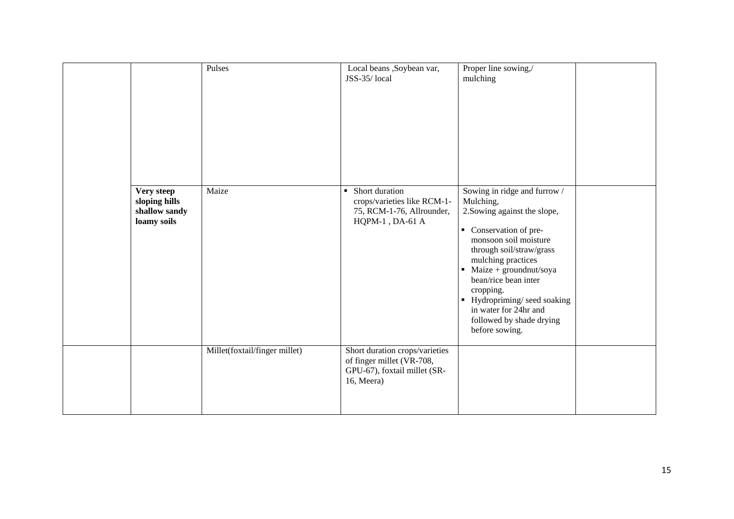| | | | | | |
|---|---|---|---|---|---|
| | | Pulses | Local beans ,Soybean var, JSS-35/ local | Proper line sowing,/ mulching | |
| | **Very steep sloping hills shallow sandy loamy soils** | Maize | ▪ Short duration crops/varieties like RCM-1-75, RCM-1-76, Allrounder, HQPM-1 , DA-61 A | Sowing in ridge and furrow / Mulching,<br>2.Sowing against the slope,<br>▪ Conservation of pre-monsoon soil moisture through soil/straw/grass mulching practices<br>▪ Maize + groundnut/soya bean/rice bean inter cropping.<br>▪ Hydropriming/ seed soaking in water for 24hr and followed by shade drying before sowing. | |
| | | Millet(foxtail/finger millet) | Short duration crops/varieties of finger millet (VR-708, GPU-67), foxtail millet (SR-16, Meera) | | |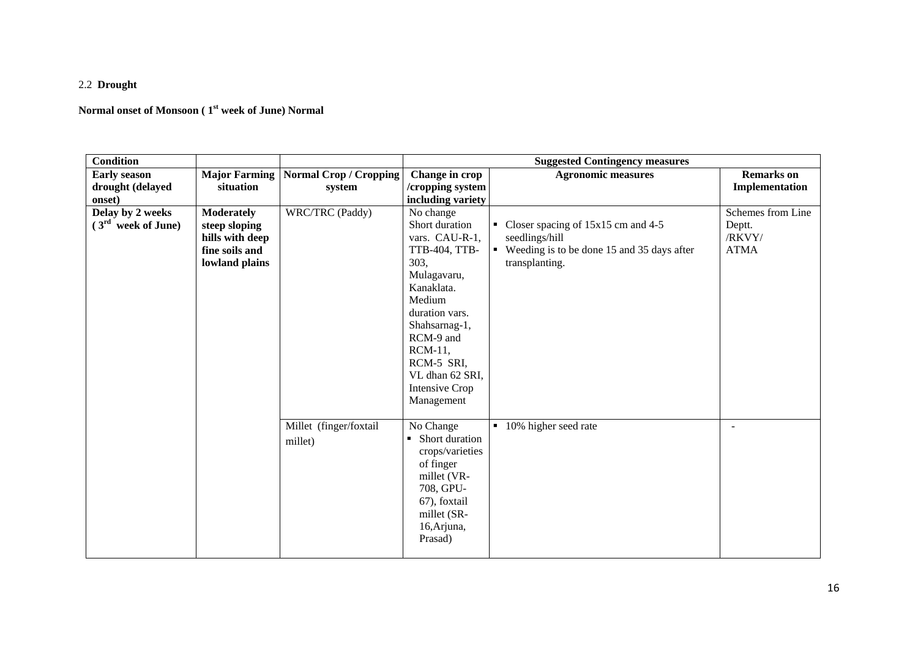2.2 **Drought**

**Normal onset of Monsoon ( 1st week of June) Normal**

| **Condition** | | | **Suggested Contingency measures** | | |
|---|---|---|---|---|---|
| **Early season drought (delayed onset)** | **Major Farming situation** | **Normal Crop / Cropping system** | **Change in crop /cropping system including variety** | **Agronomic measures** | **Remarks on Implementation** |
| **Delay by 2 weeks ( 3rd week of June)** | **Moderately steep sloping hills with deep fine soils and lowland plains** | WRC/TRC (Paddy) | No change Short duration vars. CAU-R-1, TTB-404, TTB-303, Mulagavaru, Kanaklata. Medium duration vars. Shahsarnag-1, RCM-9 and RCM-11, RCM-5 SRI, VL dhan 62 SRI, Intensive Crop Management | ▪ Closer spacing of 15x15 cm and 4-5 seedlings/hill<br>▪ Weeding is to be done 15 and 35 days after transplanting. | Schemes from Line Deptt. /RKVY/ ATMA |
| | | Millet (finger/foxtail millet) | No Change<br>▪ Short duration crops/varieties of finger millet (VR-708, GPU-67), foxtail millet (SR-16,Arjuna, Prasad) | ▪ 10% higher seed rate | - |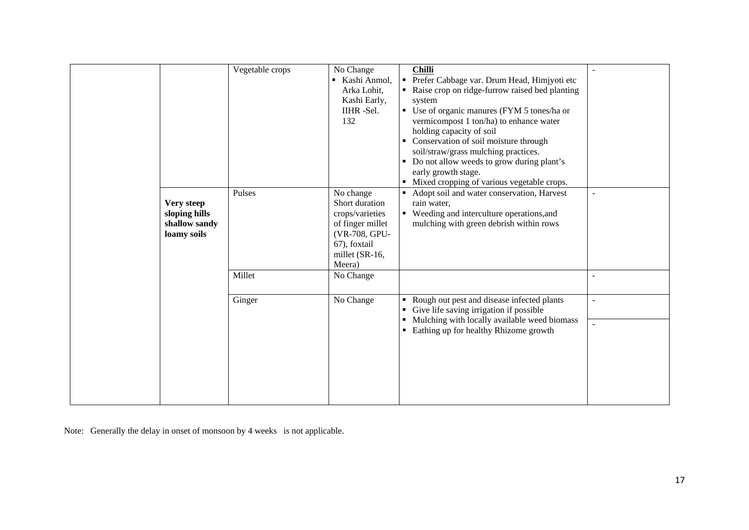| | | | | | |
|---|---|---|---|---|---|
| | | Vegetable crops | No Change<br>▪ Kashi Anmol, Arka Lohit, Kashi Early, IIHR -Sel. 132 | **Chilli**<br>▪ Prefer Cabbage var. Drum Head, Himjyoti etc<br>▪ Raise crop on ridge-furrow raised bed planting system<br>▪ Use of organic manures (FYM 5 tones/ha or vermicompost 1 ton/ha) to enhance water holding capacity of soil<br>▪ Conservation of soil moisture through soil/straw/grass mulching practices.<br>▪ Do not allow weeds to grow during plant's early growth stage.<br>▪ Mixed cropping of various vegetable crops. | - |
| | **Very steep sloping hills shallow sandy loamy soils** | Pulses | No change Short duration crops/varieties of finger millet (VR-708, GPU-67), foxtail millet (SR-16, Meera) | ▪ Adopt soil and water conservation, Harvest rain water,<br>▪ Weeding and interculture operations,and mulching with green debrish within rows | - |
| | | Millet | No Change | | - |
| | | Ginger | No Change | ▪ Rough out pest and disease infected plants<br>▪ Give life saving irrigation if possible<br>▪ Mulching with locally available weed biomass<br>▪ Eathing up for healthy Rhizome growth | -<br>- |

Note: Generally the delay in onset of monsoon by 4 weeks is not applicable.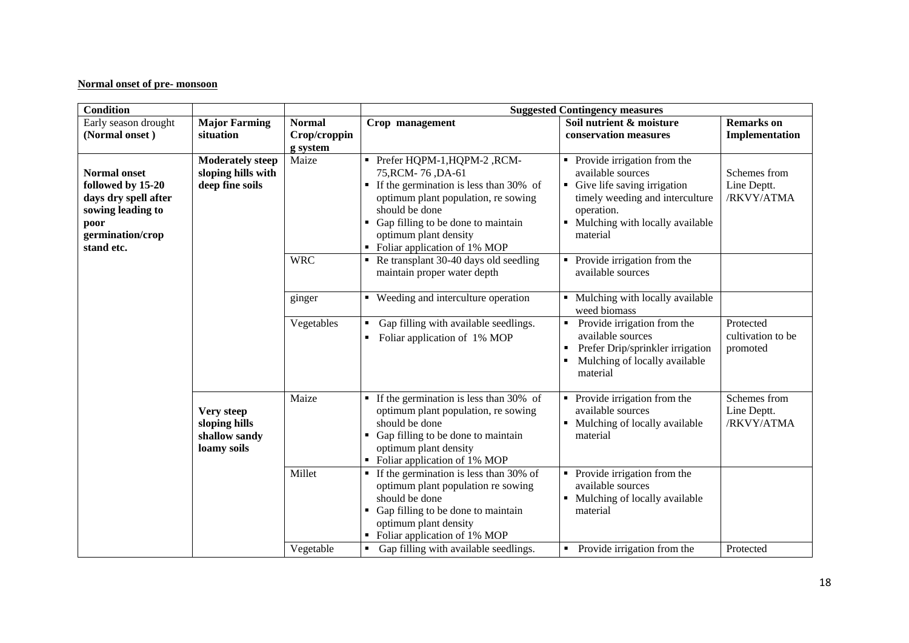**Normal onset of pre- monsoon**

| Condition | | | Suggested Contingency measures | | |
|---|---|---|---|---|---|
| Early season drought (Normal onset ) | Major Farming situation | Normal Crop/cropping system | Crop management | Soil nutrient & moisture conservation measures | Remarks on Implementation |
| **Normal onset followed by 15-20 days dry spell after sowing leading to poor germination/crop stand etc.** | **Moderately steep sloping hills with deep fine soils** | Maize | ▪ Prefer HQPM-1,HQPM-2 ,RCM-75,RCM- 76 ,DA-61<br>▪ If the germination is less than 30% of optimum plant population, re sowing should be done<br>▪ Gap filling to be done to maintain optimum plant density<br>▪ Foliar application of 1% MOP | ▪ Provide irrigation from the available sources<br>▪ Give life saving irrigation timely weeding and interculture operation.<br>▪ Mulching with locally available material | Schemes from Line Deptt. /RKVY/ATMA |
| | | WRC | ▪ Re transplant 30-40 days old seedling maintain proper water depth | ▪ Provide irrigation from the available sources | |
| | | ginger | ▪ Weeding and interculture operation | ▪ Mulching with locally available weed biomass | |
| | | Vegetables | ▪ Gap filling with available seedlings.<br>▪ Foliar application of 1% MOP | ▪ Provide irrigation from the available sources<br>▪ Prefer Drip/sprinkler irrigation<br>▪ Mulching of locally available material | Protected cultivation to be promoted |
| | **Very steep sloping hills shallow sandy loamy soils** | Maize | ▪ If the germination is less than 30% of optimum plant population, re sowing should be done<br>▪ Gap filling to be done to maintain optimum plant density<br>▪ Foliar application of 1% MOP | ▪ Provide irrigation from the available sources<br>▪ Mulching of locally available material | Schemes from Line Deptt. /RKVY/ATMA |
| | | Millet | ▪ If the germination is less than 30% of optimum plant population re sowing should be done<br>▪ Gap filling to be done to maintain optimum plant density<br>▪ Foliar application of 1% MOP | ▪ Provide irrigation from the available sources<br>▪ Mulching of locally available material | |
| | | Vegetable | ▪ Gap filling with available seedlings. | ▪ Provide irrigation from the | Protected |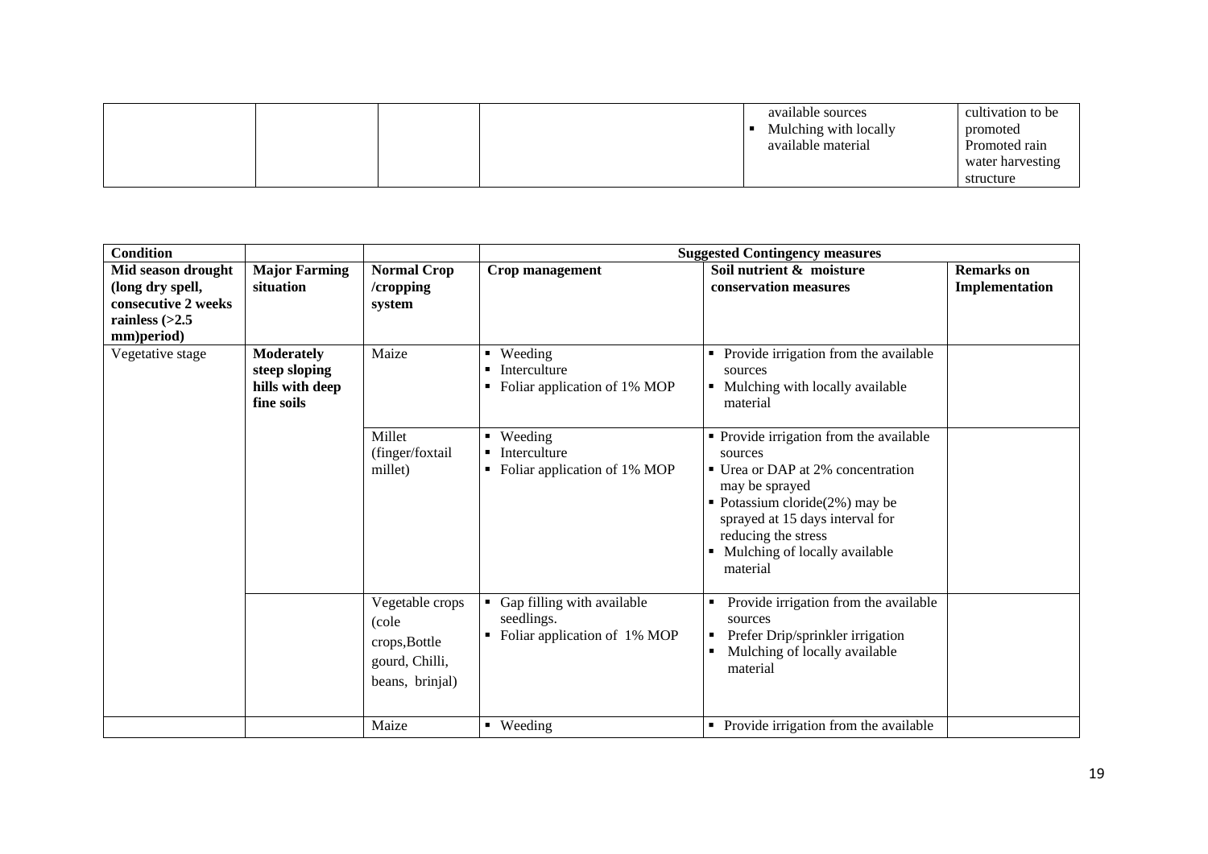|  |  |  |  | available sources<br>▪ Mulching with locally available material | cultivation to be promoted<br>Promoted rain water harvesting structure |
|---|---|---|---|---|---|

| **Condition** |  |  | **Suggested Contingency measures** |  |  |
|---|---|---|---|---|---|
| **Mid season drought (long dry spell, consecutive 2 weeks rainless (>2.5 mm)period)** | **Major Farming situation** | **Normal Crop /cropping system** | **Crop management** | **Soil nutrient & moisture conservation measures** | **Remarks on Implementation** |
| Vegetative stage | **Moderately steep sloping hills with deep fine soils** | Maize | ▪ Weeding<br>▪ Interculture<br>▪ Foliar application of 1% MOP | ▪ Provide irrigation from the available sources<br>▪ Mulching with locally available material |  |
|  |  | Millet (finger/foxtail millet) | ▪ Weeding<br>▪ Interculture<br>▪ Foliar application of 1% MOP | ▪ Provide irrigation from the available sources<br>▪ Urea or DAP at 2% concentration may be sprayed<br>▪ Potassium cloride(2%) may be sprayed at 15 days interval for reducing the stress<br>▪ Mulching of locally available material |  |
|  |  | Vegetable crops (cole crops,Bottle gourd, Chilli, beans, brinjal) | ▪ Gap filling with available seedlings.<br>▪ Foliar application of 1% MOP | ▪ Provide irrigation from the available sources<br>▪ Prefer Drip/sprinkler irrigation<br>▪ Mulching of locally available material |  |
|  |  | Maize | ▪ Weeding | ▪ Provide irrigation from the available |  |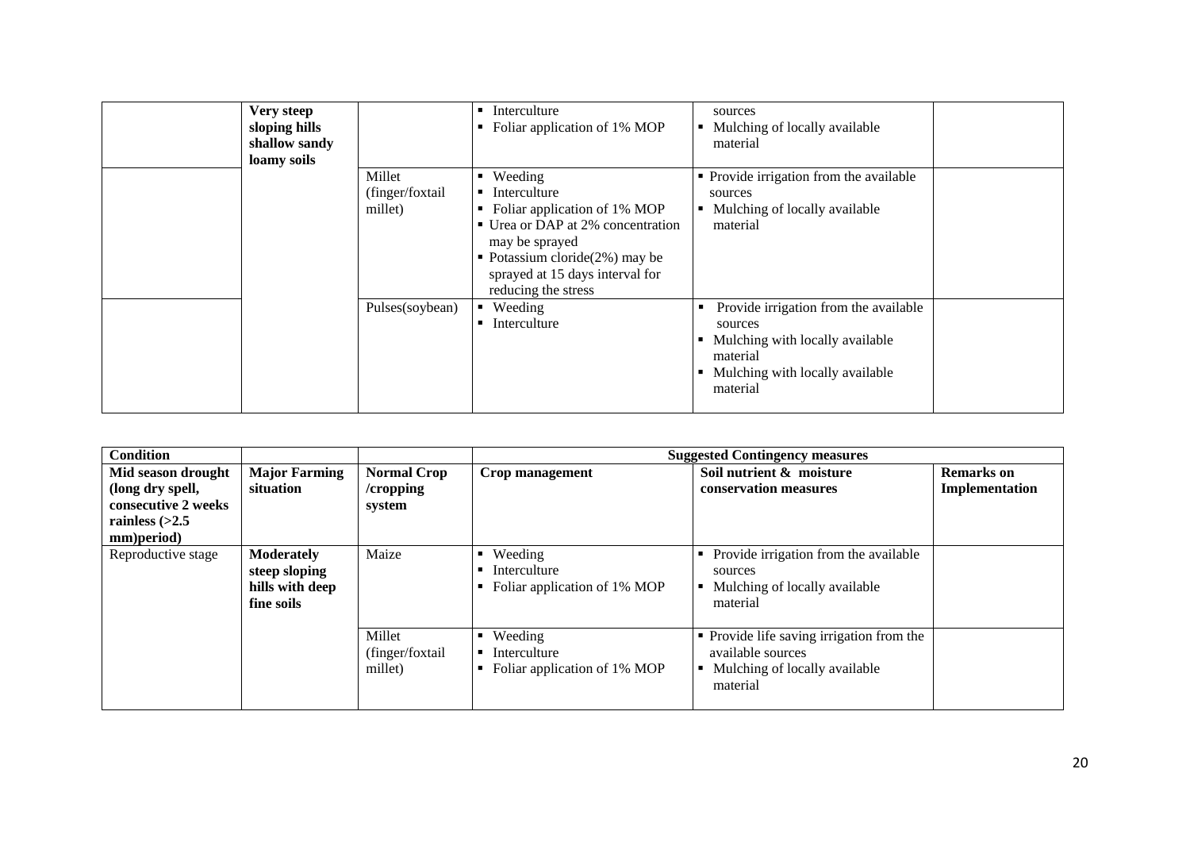| | | | | | |
|---|---|---|---|---|---|
| | **Very steep sloping hills shallow sandy loamy soils** | | ▪ Interculture<br>▪ Foliar application of 1% MOP | sources<br>▪ Mulching of locally available material | |
| | | Millet (finger/foxtail millet) | ▪ Weeding<br>▪ Interculture<br>▪ Foliar application of 1% MOP<br>▪ Urea or DAP at 2% concentration may be sprayed<br>▪ Potassium cloride(2%) may be sprayed at 15 days interval for reducing the stress | ▪ Provide irrigation from the available sources<br>▪ Mulching of locally available material | |
| | | Pulses(soybean) | ▪ Weeding<br>▪ Interculture | ▪ Provide irrigation from the available sources<br>▪ Mulching with locally available material<br>▪ Mulching with locally available material | |

| **Condition** | | | **Suggested Contingency measures** | | |
|---|---|---|---|---|---|
| **Mid season drought (long dry spell, consecutive 2 weeks rainless (>2.5 mm)period)** | **Major Farming situation** | **Normal Crop /cropping system** | **Crop management** | **Soil nutrient & moisture conservation measures** | **Remarks on Implementation** |
| Reproductive stage | **Moderately steep sloping hills with deep fine soils** | Maize | ▪ Weeding<br>▪ Interculture<br>▪ Foliar application of 1% MOP | ▪ Provide irrigation from the available sources<br>▪ Mulching of locally available material | |
| | | Millet (finger/foxtail millet) | ▪ Weeding<br>▪ Interculture<br>▪ Foliar application of 1% MOP | ▪ Provide life saving irrigation from the available sources<br>▪ Mulching of locally available material | |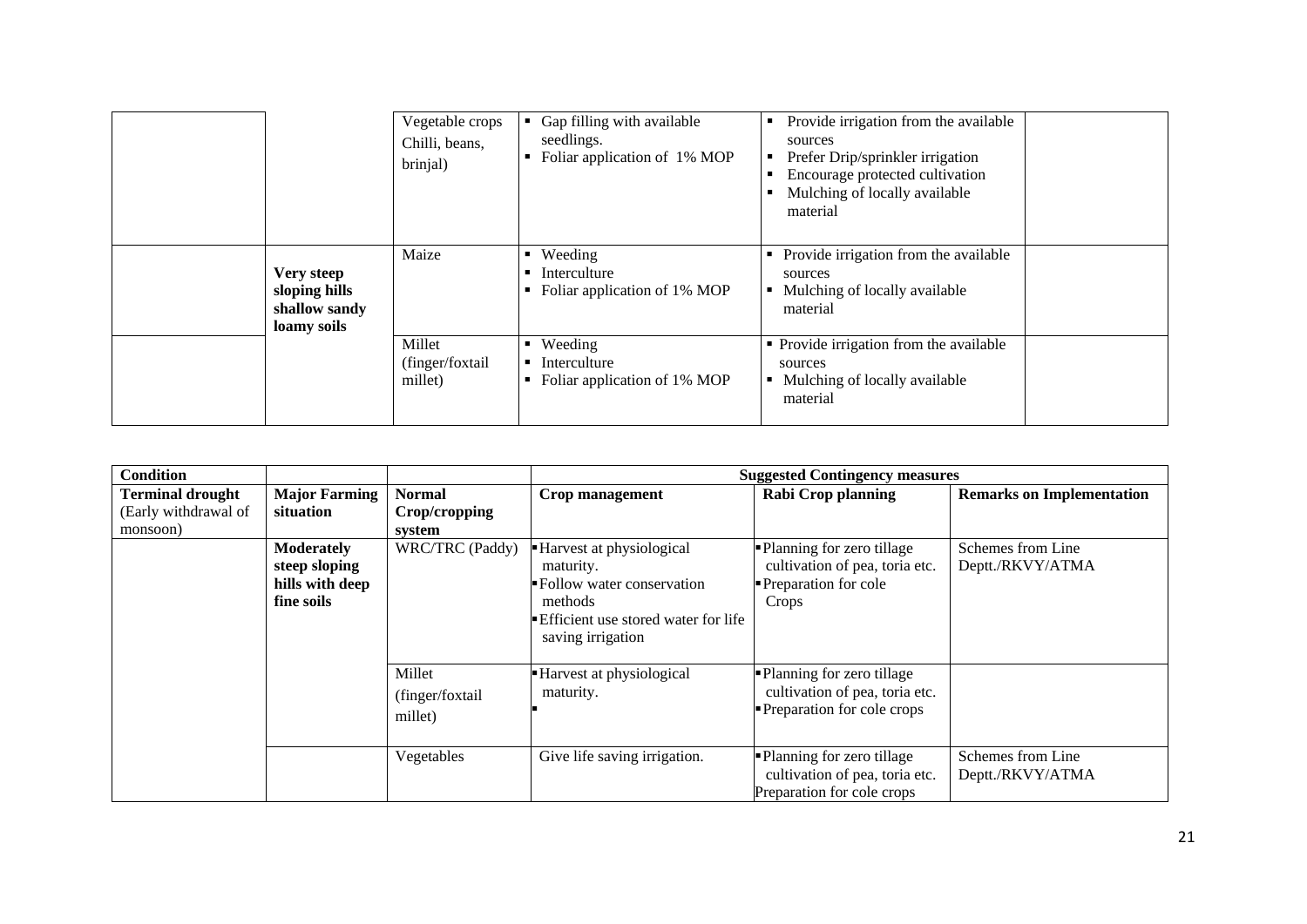| | | | | | |
|---|---|---|---|---|---|
| | | Vegetable crops Chilli, beans, brinjal) | ▪ Gap filling with available seedlings.<br>▪ Foliar application of 1% MOP | ▪ Provide irrigation from the available sources<br>▪ Prefer Drip/sprinkler irrigation<br>▪ Encourage protected cultivation<br>▪ Mulching of locally available material | |
| | **Very steep sloping hills shallow sandy loamy soils** | Maize | ▪ Weeding<br>▪ Interculture<br>▪ Foliar application of 1% MOP | ▪ Provide irrigation from the available sources<br>▪ Mulching of locally available material | |
| | | Millet (finger/foxtail millet) | ▪ Weeding<br>▪ Interculture<br>▪ Foliar application of 1% MOP | ▪ Provide irrigation from the available sources<br>▪ Mulching of locally available material | |

| **Condition** | | | **Suggested Contingency measures** | | |
|---|---|---|---|---|---|
| **Terminal drought** (Early withdrawal of monsoon) | **Major Farming situation** | **Normal Crop/cropping system** | **Crop management** | **Rabi Crop planning** | **Remarks on Implementation** |
| | **Moderately steep sloping hills with deep fine soils** | WRC/TRC (Paddy) | ▪ Harvest at physiological maturity.<br>▪ Follow water conservation methods<br>▪ Efficient use stored water for life saving irrigation | ▪ Planning for zero tillage cultivation of pea, toria etc.<br>▪ Preparation for cole Crops | Schemes from Line Deptt./RKVY/ATMA |
| | | Millet (finger/foxtail millet) | ▪ Harvest at physiological maturity.<br>▪ | ▪ Planning for zero tillage cultivation of pea, toria etc.<br>▪ Preparation for cole crops | |
| | | Vegetables | Give life saving irrigation. | ▪ Planning for zero tillage cultivation of pea, toria etc. Preparation for cole crops | Schemes from Line Deptt./RKVY/ATMA |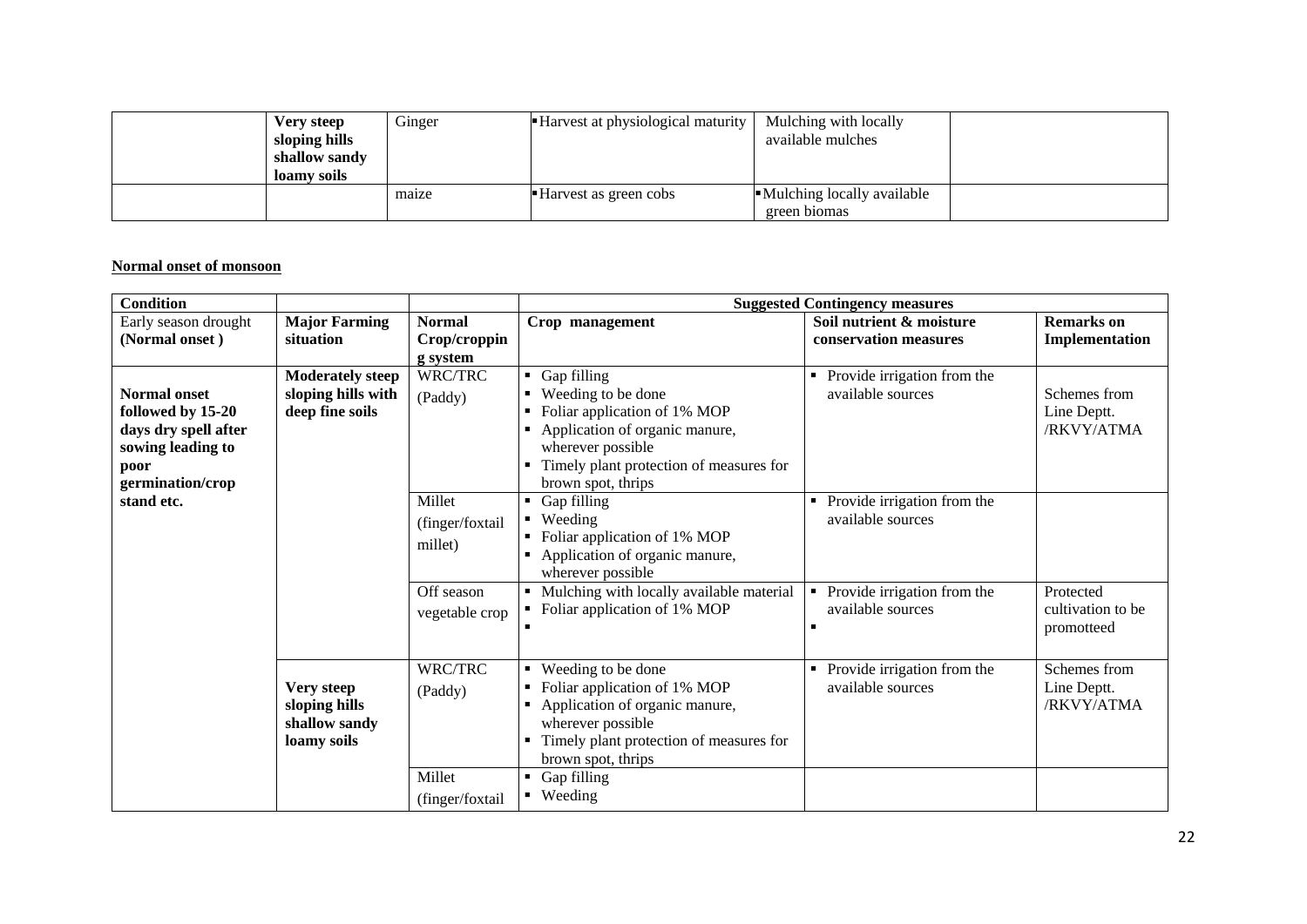| | Very steep sloping hills shallow sandy loamy soils | Ginger | ▪ Harvest at physiological maturity | Mulching with locally available mulches | |
|---|---|---|---|---|---|
| | | maize | ▪ Harvest as green cobs | ▪ Mulching locally available green biomas | |

**Normal onset of monsoon**

| Condition | | | Suggested Contingency measures | | |
|---|---|---|---|---|---|
| Early season drought (Normal onset ) | **Major Farming situation** | **Normal Crop/cropping system** | **Crop management** | **Soil nutrient & moisture conservation measures** | **Remarks on Implementation** |
| **Normal onset followed by 15-20 days dry spell after sowing leading to poor germination/crop stand etc.** | **Moderately steep sloping hills with deep fine soils** | WRC/TRC (Paddy) | ▪ Gap filling<br>▪ Weeding to be done<br>▪ Foliar application of 1% MOP<br>▪ Application of organic manure, wherever possible<br>▪ Timely plant protection of measures for brown spot, thrips | ▪ Provide irrigation from the available sources | Schemes from Line Deptt. /RKVY/ATMA |
| | | Millet (finger/foxtail millet) | ▪ Gap filling<br>▪ Weeding<br>▪ Foliar application of 1% MOP<br>▪ Application of organic manure, wherever possible | ▪ Provide irrigation from the available sources | |
| | | Off season vegetable crop | ▪ Mulching with locally available material<br>▪ Foliar application of 1% MOP<br>▪ | ▪ Provide irrigation from the available sources<br>▪ | Protected cultivation to be promotteed |
| | **Very steep sloping hills shallow sandy loamy soils** | WRC/TRC (Paddy) | ▪ Weeding to be done<br>▪ Foliar application of 1% MOP<br>▪ Application of organic manure, wherever possible<br>▪ Timely plant protection of measures for brown spot, thrips | ▪ Provide irrigation from the available sources | Schemes from Line Deptt. /RKVY/ATMA |
| | | Millet (finger/foxtail | ▪ Gap filling<br>▪ Weeding | | |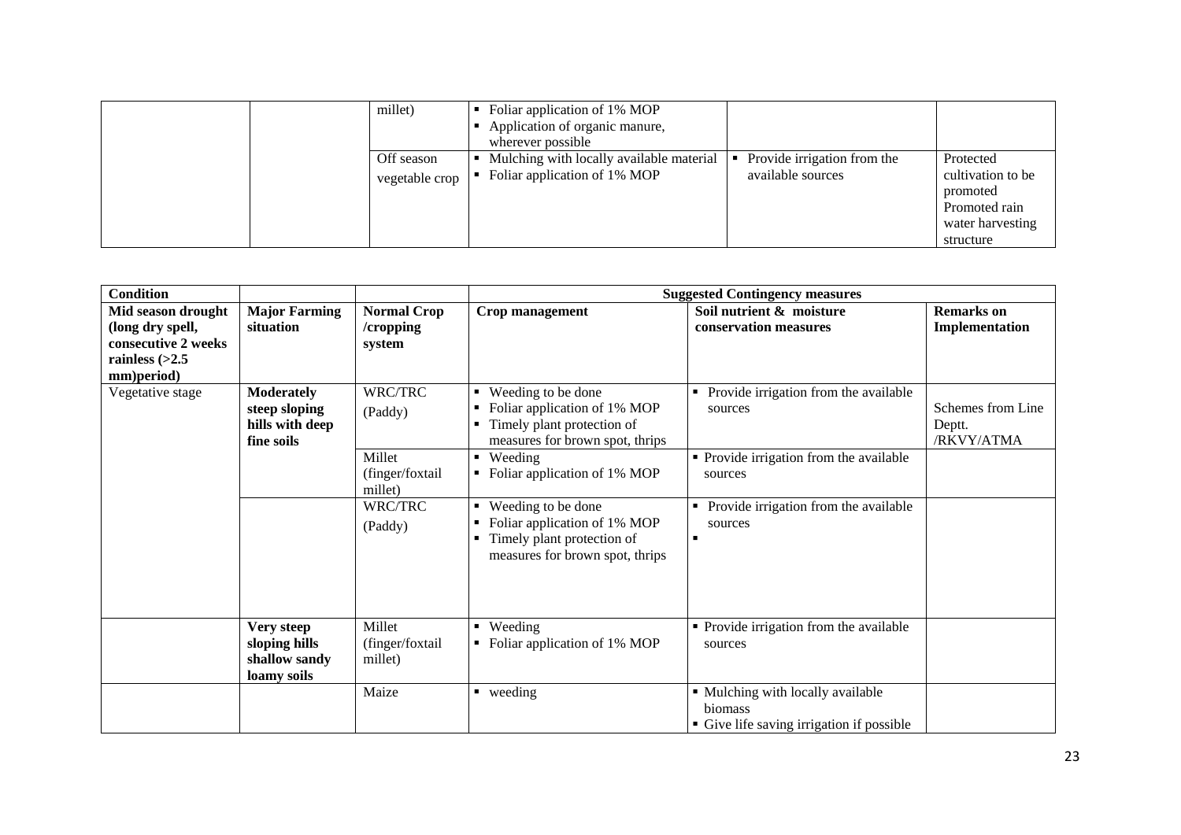| | | | | | |
|---|---|---|---|---|---|
| | | millet) | ▪ Foliar application of 1% MOP<br>▪ Application of organic manure, wherever possible | | |
| | | Off season vegetable crop | ▪ Mulching with locally available material<br>▪ Foliar application of 1% MOP | ▪ Provide irrigation from the available sources | Protected cultivation to be promoted<br>Promoted rain water harvesting structure |

| **Condition** | | | **Suggested Contingency measures** | | |
|---|---|---|---|---|---|
| **Mid season drought (long dry spell, consecutive 2 weeks rainless (>2.5 mm)period)** | **Major Farming situation** | **Normal Crop /cropping system** | **Crop management** | **Soil nutrient & moisture conservation measures** | **Remarks on Implementation** |
| Vegetative stage | **Moderately steep sloping hills with deep fine soils** | WRC/TRC (Paddy) | ▪ Weeding to be done<br>▪ Foliar application of 1% MOP<br>▪ Timely plant protection of measures for brown spot, thrips | ▪ Provide irrigation from the available sources | Schemes from Line Deptt. /RKVY/ATMA |
| | | Millet (finger/foxtail millet) | ▪ Weeding<br>▪ Foliar application of 1% MOP | ▪ Provide irrigation from the available sources | |
| | | WRC/TRC (Paddy) | ▪ Weeding to be done<br>▪ Foliar application of 1% MOP<br>▪ Timely plant protection of measures for brown spot, thrips | ▪ Provide irrigation from the available sources<br>▪ | |
| | **Very steep sloping hills shallow sandy loamy soils** | Millet (finger/foxtail millet) | ▪ Weeding<br>▪ Foliar application of 1% MOP | ▪ Provide irrigation from the available sources | |
| | | Maize | ▪ weeding | ▪ Mulching with locally available biomass<br>▪ Give life saving irrigation if possible | |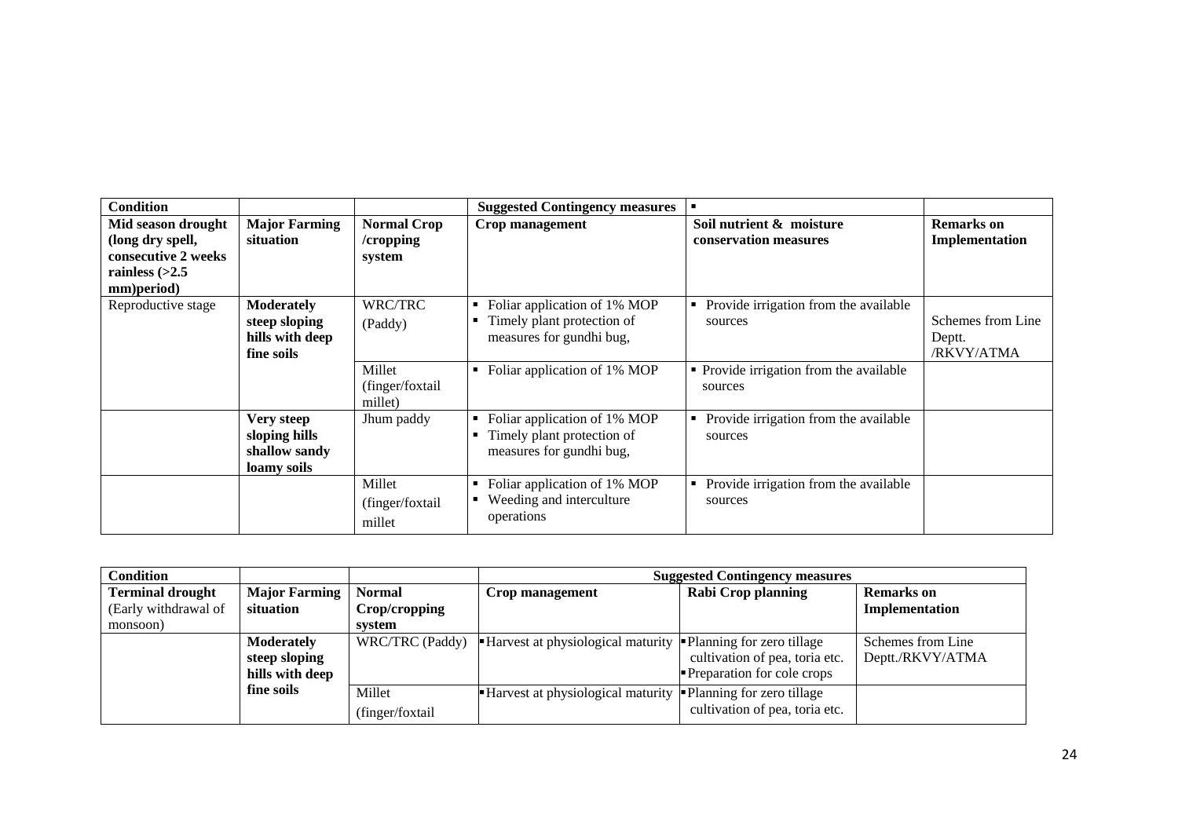| Condition | | | Suggested Contingency measures | ▪ | |
|---|---|---|---|---|---|
| **Mid season drought (long dry spell, consecutive 2 weeks rainless (>2.5 mm)period)** | **Major Farming situation** | **Normal Crop /cropping system** | **Crop management** | **Soil nutrient & moisture conservation measures** | **Remarks on Implementation** |
| Reproductive stage | **Moderately steep sloping hills with deep fine soils** | WRC/TRC (Paddy) | ▪ Foliar application of 1% MOP ▪ Timely plant protection of measures for gundhi bug, | ▪ Provide irrigation from the available sources | Schemes from Line Deptt. /RKVY/ATMA |
| | | Millet (finger/foxtail millet) | ▪ Foliar application of 1% MOP | ▪ Provide irrigation from the available sources | |
| | **Very steep sloping hills shallow sandy loamy soils** | Jhum paddy | ▪ Foliar application of 1% MOP ▪ Timely plant protection of measures for gundhi bug, | ▪ Provide irrigation from the available sources | |
| | | Millet (finger/foxtail millet | ▪ Foliar application of 1% MOP ▪ Weeding and interculture operations | ▪ Provide irrigation from the available sources | |

| Condition | | | Suggested Contingency measures | | |
|---|---|---|---|---|---|
| **Terminal drought** (Early withdrawal of monsoon) | **Major Farming situation** | **Normal Crop/cropping system** | **Crop management** | **Rabi Crop planning** | **Remarks on Implementation** |
| | **Moderately steep sloping hills with deep fine soils** | WRC/TRC (Paddy) | ▪ Harvest at physiological maturity | ▪ Planning for zero tillage cultivation of pea, toria etc. ▪ Preparation for cole crops | Schemes from Line Deptt./RKVY/ATMA |
| | | Millet (finger/foxtail | ▪ Harvest at physiological maturity | ▪ Planning for zero tillage cultivation of pea, toria etc. | |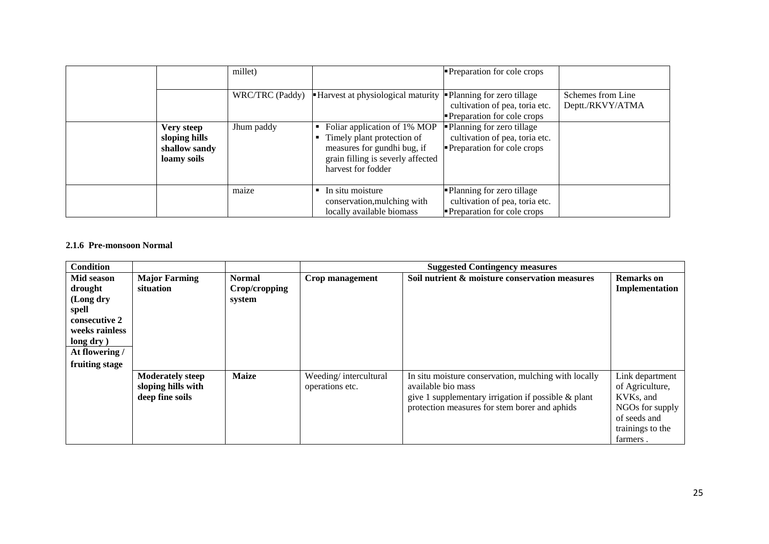| | | | | | |
|---|---|---|---|---|---|
| | | millet) | | ▪ Preparation for cole crops | |
| | | WRC/TRC (Paddy) | ▪ Harvest at physiological maturity | ▪ Planning for zero tillage cultivation of pea, toria etc.<br>▪ Preparation for cole crops | Schemes from Line Deptt./RKVY/ATMA |
| | **Very steep sloping hills shallow sandy loamy soils** | Jhum paddy | ▪ Foliar application of 1% MOP<br>▪ Timely plant protection of measures for gundhi bug, if grain filling is severly affected harvest for fodder | ▪ Planning for zero tillage cultivation of pea, toria etc.<br>▪ Preparation for cole crops | |
| | | maize | ▪ In situ moisture conservation,mulching with locally available biomass | ▪ Planning for zero tillage cultivation of pea, toria etc.<br>▪ Preparation for cole crops | |

**2.1.6 Pre-monsoon Normal**

| Condition | | | Suggested Contingency measures | | |
|---|---|---|---|---|---|
| **Mid season drought (Long dry spell consecutive 2 weeks rainless long dry ) At flowering / fruiting stage** | **Major Farming situation** | **Normal Crop/cropping system** | **Crop management** | **Soil nutrient & moisture conservation measures** | **Remarks on Implementation** |
| | **Moderately steep sloping hills with deep fine soils** | **Maize** | Weeding/ intercultural operations etc. | In situ moisture conservation, mulching with locally available bio mass<br>give 1 supplementary irrigation if possible & plant protection measures for stem borer and aphids | Link department of Agriculture, KVKs, and NGOs for supply of seeds and trainings to the farmers . |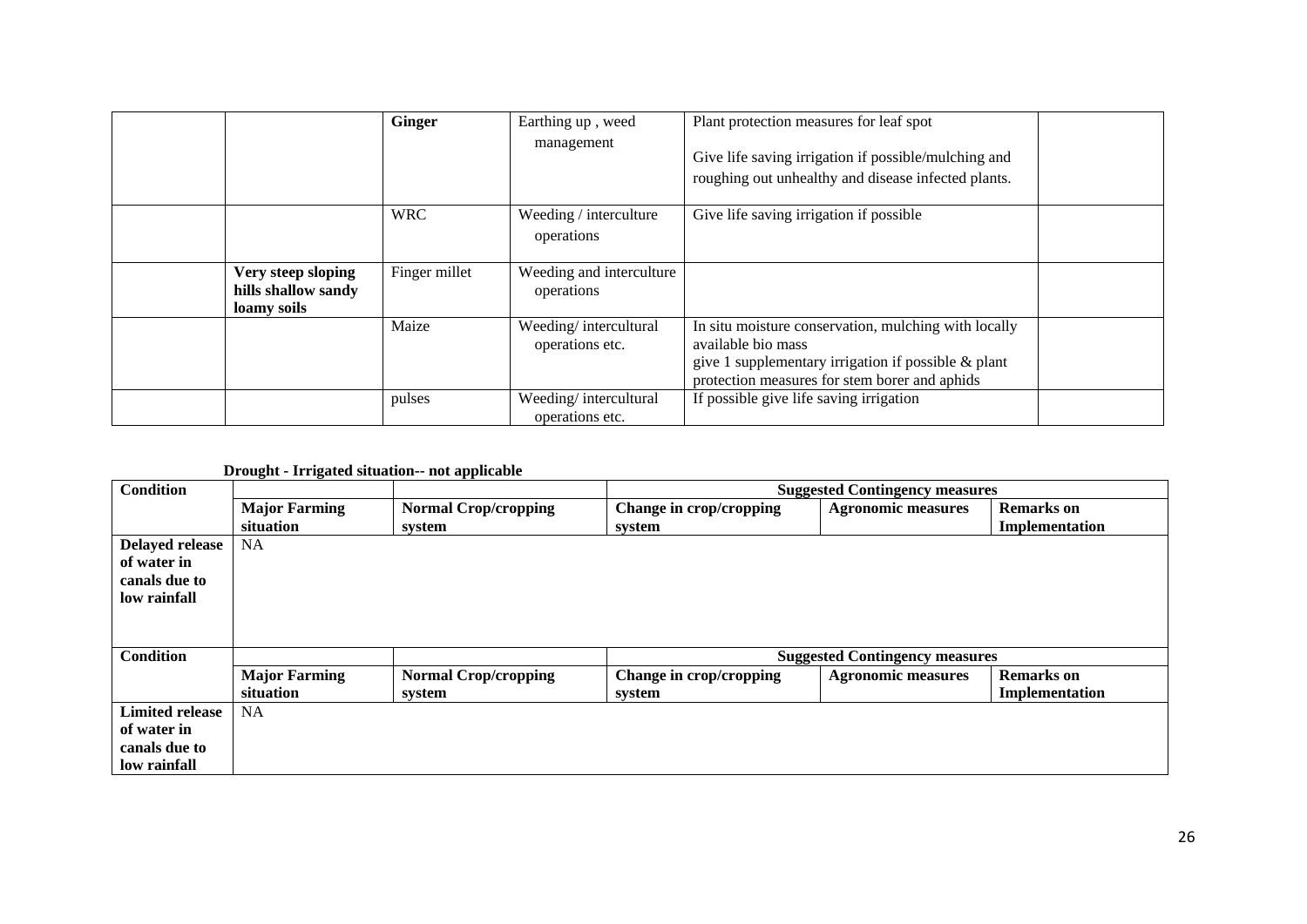| | | | | | |
|---|---|---|---|---|---|
| | | **Ginger** | Earthing up , weed management | Plant protection measures for leaf spot<br><br>Give life saving irrigation if possible/mulching and roughing out unhealthy and disease infected plants. | |
| | | WRC | Weeding / interculture operations | Give life saving irrigation if possible | |
| | **Very steep sloping hills shallow sandy loamy soils** | Finger millet | Weeding and interculture operations | | |
| | | Maize | Weeding/ intercultural operations etc. | In situ moisture conservation, mulching with locally available bio mass<br>give 1 supplementary irrigation if possible & plant protection measures for stem borer and aphids | |
| | | pulses | Weeding/ intercultural operations etc. | If possible give life saving irrigation | |

**Drought - Irrigated situation-- not applicable**

| **Condition** | | | **Suggested Contingency measures** | | |
|---|---|---|---|---|---|
| | **Major Farming situation** | **Normal Crop/cropping system** | **Change in crop/cropping system** | **Agronomic measures** | **Remarks on Implementation** |
| **Delayed release of water in canals due to low rainfall** | NA | | | | |

| **Condition** | | | **Suggested Contingency measures** | | |
|---|---|---|---|---|---|
| | **Major Farming situation** | **Normal Crop/cropping system** | **Change in crop/cropping system** | **Agronomic measures** | **Remarks on Implementation** |
| **Limited release of water in canals due to low rainfall** | NA | | | | |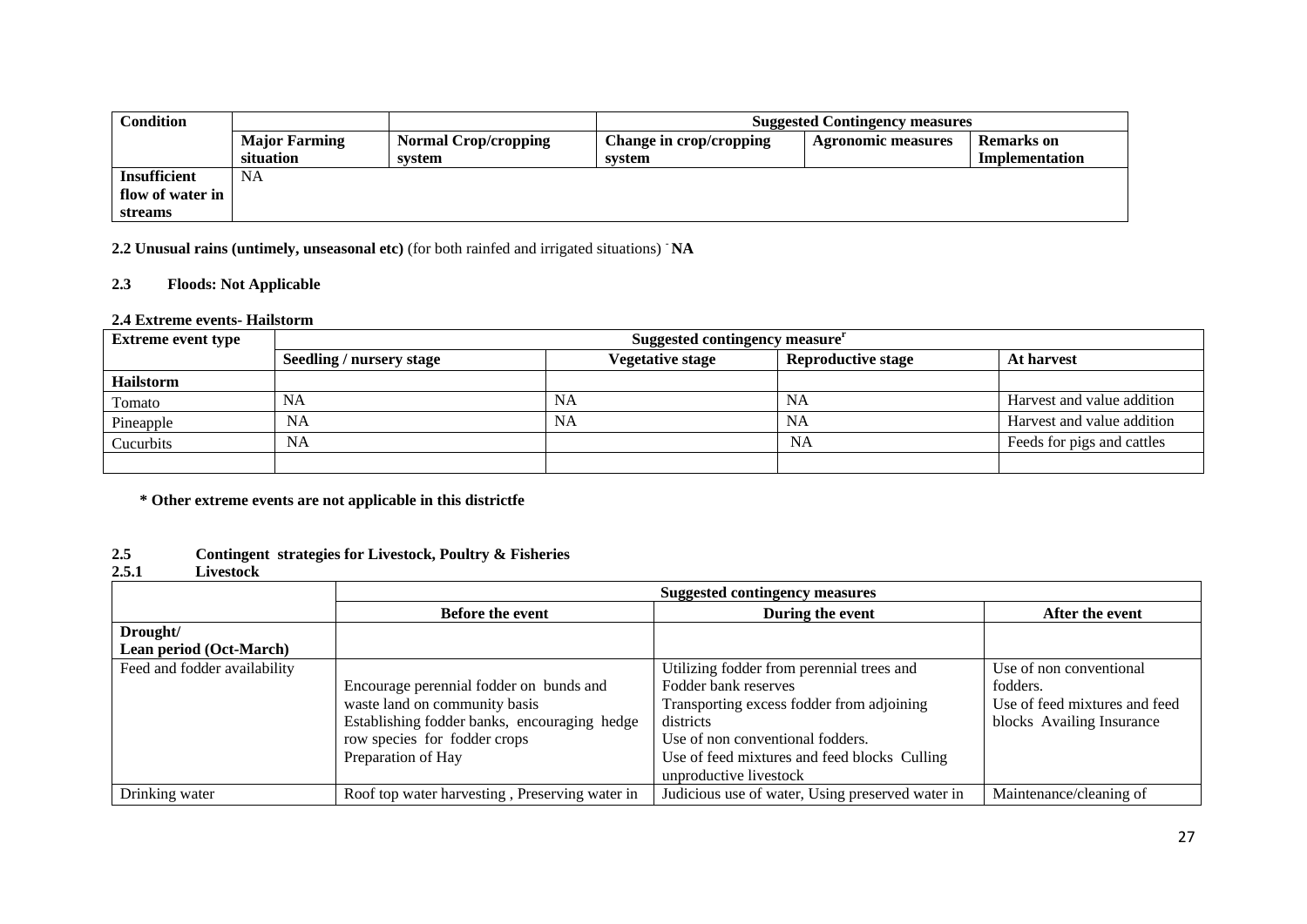| Condition | | | Suggested Contingency measures | | |
|---|---|---|---|---|---|
| | Major Farming situation | Normal Crop/cropping system | Change in crop/cropping system | Agronomic measures | Remarks on Implementation |
| Insufficient flow of water in streams | NA | | | | |

**2.2 Unusual rains (untimely, unseasonal etc)** (for both rainfed and irrigated situations) - **NA**

**2.3 Floods: Not Applicable**

**2.4 Extreme events- Hailstorm**

| Extreme event type | Suggested contingency measure[r] | | | |
|---|---|---|---|---|
| | Seedling / nursery stage | Vegetative stage | Reproductive stage | At harvest |
| **Hailstorm** | | | | |
| Tomato | NA | NA | NA | Harvest and value addition |
| Pineapple | NA | NA | NA | Harvest and value addition |
| Cucurbits | NA | | NA | Feeds for pigs and cattles |
| | | | | |

**\* Other extreme events are not applicable in this districtfe**

**2.5 Contingent strategies for Livestock, Poultry & Fisheries**

**2.5.1 Livestock**

| | Suggested contingency measures | | |
|---|---|---|---|
| | Before the event | During the event | After the event |
| **Drought/ Lean period (Oct-March)** | | | |
| Feed and fodder availability | Encourage perennial fodder on bunds and waste land on community basis Establishing fodder banks, encouraging hedge row species for fodder crops Preparation of Hay | Utilizing fodder from perennial trees and Fodder bank reserves Transporting excess fodder from adjoining districts Use of non conventional fodders. Use of feed mixtures and feed blocks Culling unproductive livestock | Use of non conventional fodders. Use of feed mixtures and feed blocks Availing Insurance |
| Drinking water | Roof top water harvesting , Preserving water in | Judicious use of water, Using preserved water in | Maintenance/cleaning of |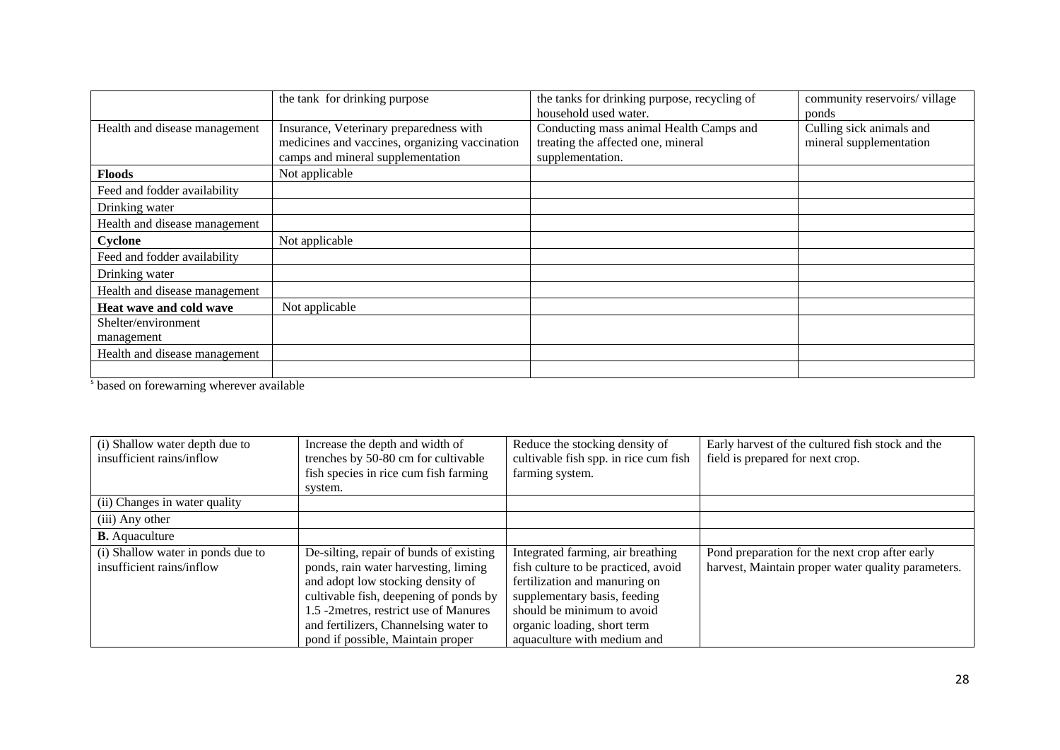|  | the tank for drinking purpose | the tanks for drinking purpose, recycling of household used water. | community reservoirs/ village ponds |
|---|---|---|---|
| Health and disease management | Insurance, Veterinary preparedness with medicines and vaccines, organizing vaccination camps and mineral supplementation | Conducting mass animal Health Camps and treating the affected one, mineral supplementation. | Culling sick animals and mineral supplementation |
| **Floods** | Not applicable |  |  |
| Feed and fodder availability |  |  |  |
| Drinking water |  |  |  |
| Health and disease management |  |  |  |
| **Cyclone** | Not applicable |  |  |
| Feed and fodder availability |  |  |  |
| Drinking water |  |  |  |
| Health and disease management |  |  |  |
| **Heat wave and cold wave** | Not applicable |  |  |
| Shelter/environment management |  |  |  |
| Health and disease management |  |  |  |
|  |  |  |  |

[s] based on forewarning wherever available

| (i) Shallow water depth due to insufficient rains/inflow | Increase the depth and width of trenches by 50-80 cm for cultivable fish species in rice cum fish farming system. | Reduce the stocking density of cultivable fish spp. in rice cum fish farming system. | Early harvest of the cultured fish stock and the field is prepared for next crop. |
|---|---|---|---|
| (ii) Changes in water quality |  |  |  |
| (iii) Any other |  |  |  |
| **B.** Aquaculture |  |  |  |
| (i) Shallow water in ponds due to insufficient rains/inflow | De-silting, repair of bunds of existing ponds, rain water harvesting, liming and adopt low stocking density of cultivable fish, deepening of ponds by 1.5 -2metres, restrict use of Manures and fertilizers, Channelsing water to pond if possible, Maintain proper | Integrated farming, air breathing fish culture to be practiced, avoid fertilization and manuring on supplementary basis, feeding should be minimum to avoid organic loading, short term aquaculture with medium and | Pond preparation for the next crop after early harvest, Maintain proper water quality parameters. |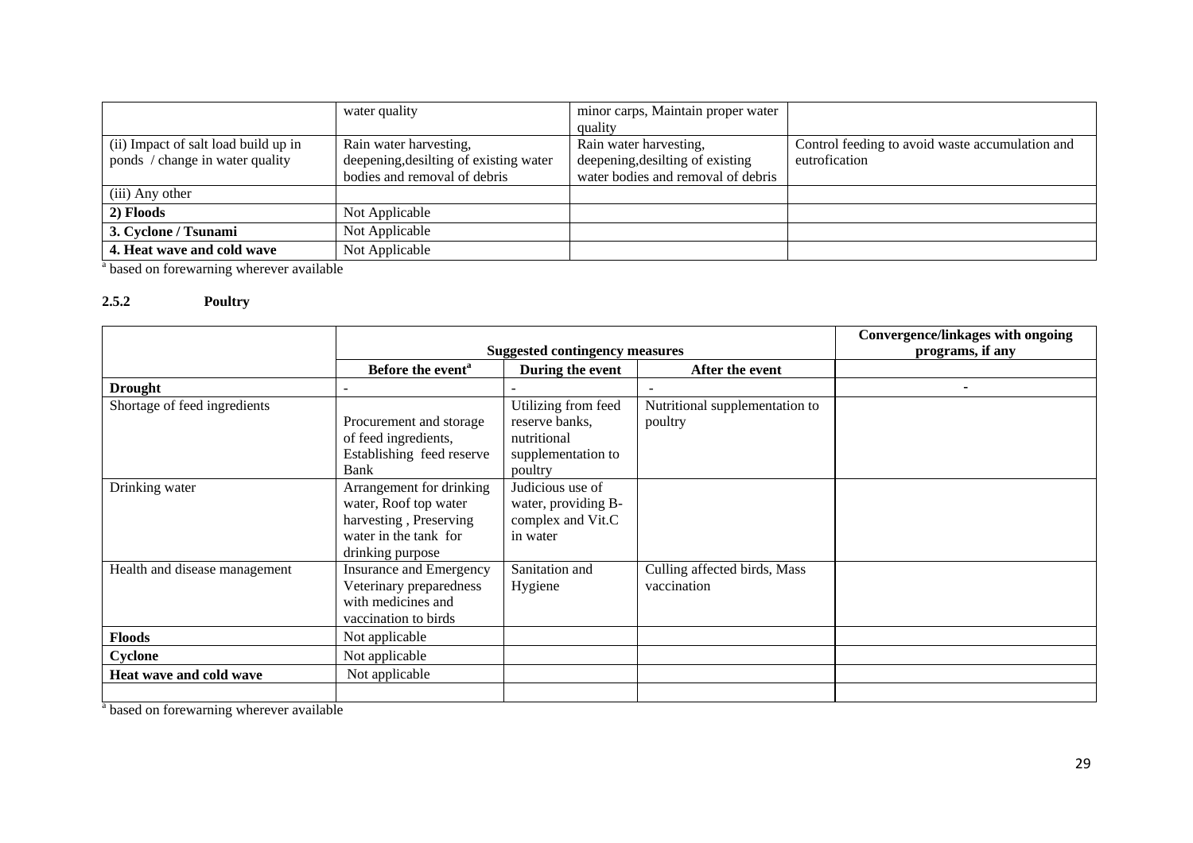| | water quality | minor carps, Maintain proper water quality | |
|---|---|---|---|
| (ii) Impact of salt load build up in ponds / change in water quality | Rain water harvesting, deepening,desilting of existing water bodies and removal of debris | Rain water harvesting, deepening,desilting of existing water bodies and removal of debris | Control feeding to avoid waste accumulation and eutrofication |
| (iii) Any other | | | |
| **2) Floods** | Not Applicable | | |
| **3. Cyclone / Tsunami** | Not Applicable | | |
| **4. Heat wave and cold wave** | Not Applicable | | |

[a] based on forewarning wherever available

### 2.5.2 Poultry

| | Suggested contingency measures | | | Convergence/linkages with ongoing programs, if any |
|---|---|---|---|---|
| | **Before the event[a]** | **During the event** | **After the event** | |
| **Drought** | - | - | - | - |
| Shortage of feed ingredients | Procurement and storage of feed ingredients, Establishing feed reserve Bank | Utilizing from feed reserve banks, nutritional supplementation to poultry | Nutritional supplementation to poultry | |
| Drinking water | Arrangement for drinking water, Roof top water harvesting , Preserving water in the tank for drinking purpose | Judicious use of water, providing B-complex and Vit.C in water | | |
| Health and disease management | Insurance and Emergency Veterinary preparedness with medicines and vaccination to birds | Sanitation and Hygiene | Culling affected birds, Mass vaccination | |
| **Floods** | Not applicable | | | |
| **Cyclone** | Not applicable | | | |
| **Heat wave and cold wave** | Not applicable | | | |
| | | | | |

[a] based on forewarning wherever available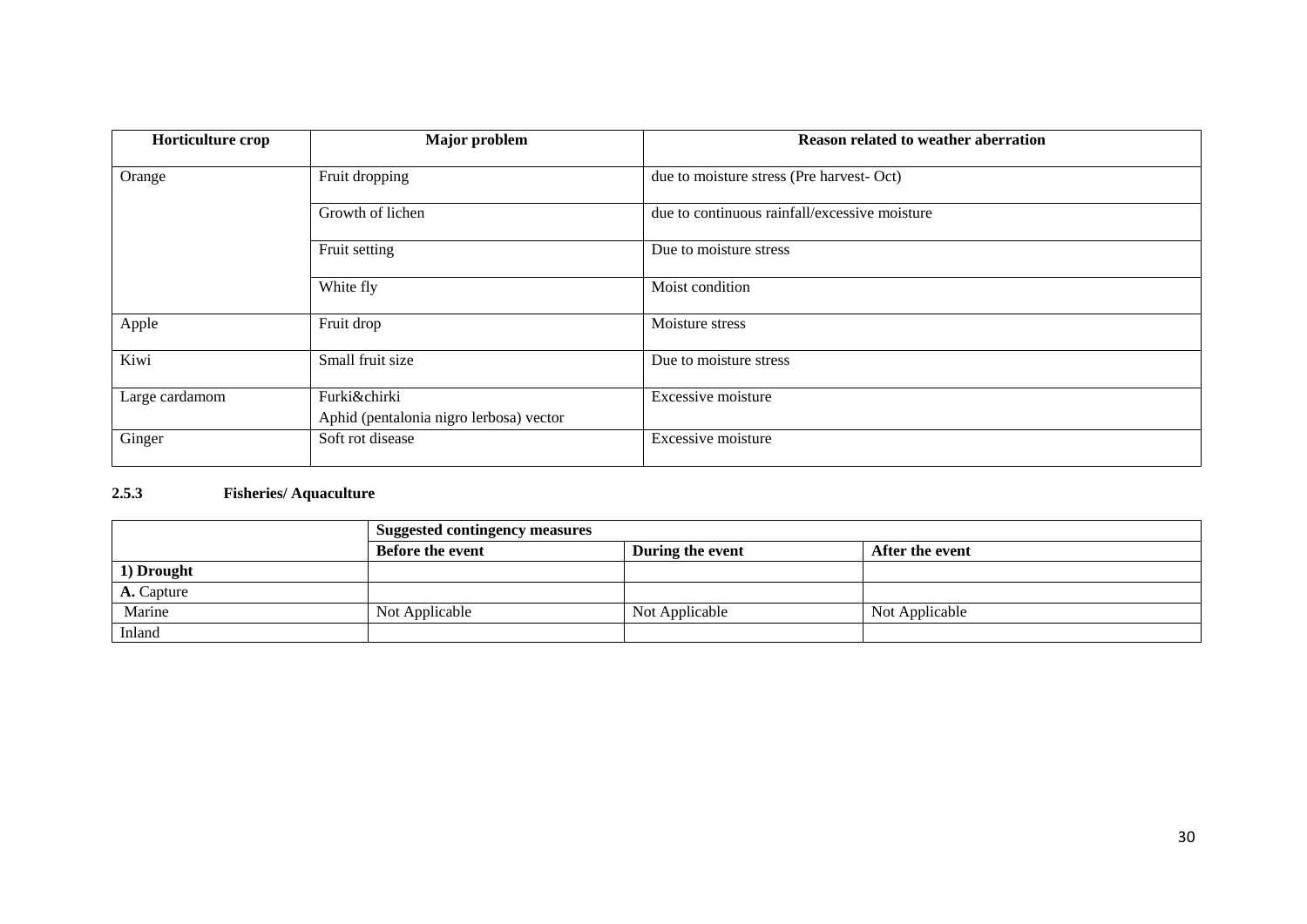| Horticulture crop | Major problem | Reason related to weather aberration |
|---|---|---|
| Orange | Fruit dropping | due to moisture stress (Pre harvest- Oct) |
| | Growth of lichen | due to continuous rainfall/excessive moisture |
| | Fruit setting | Due to moisture stress |
| | White fly | Moist condition |
| Apple | Fruit drop | Moisture stress |
| Kiwi | Small fruit size | Due to moisture stress |
| Large cardamom | Furki&chirki<br>Aphid (pentalonia nigro lerbosa) vector | Excessive moisture |
| Ginger | Soft rot disease | Excessive moisture |

### 2.5.3 Fisheries/ Aquaculture

| | Suggested contingency measures | | |
|---|---|---|---|
| | **Before the event** | **During the event** | **After the event** |
| **1) Drought** | | | |
| **A.** Capture | | | |
| Marine | Not Applicable | Not Applicable | Not Applicable |
| Inland | | | |